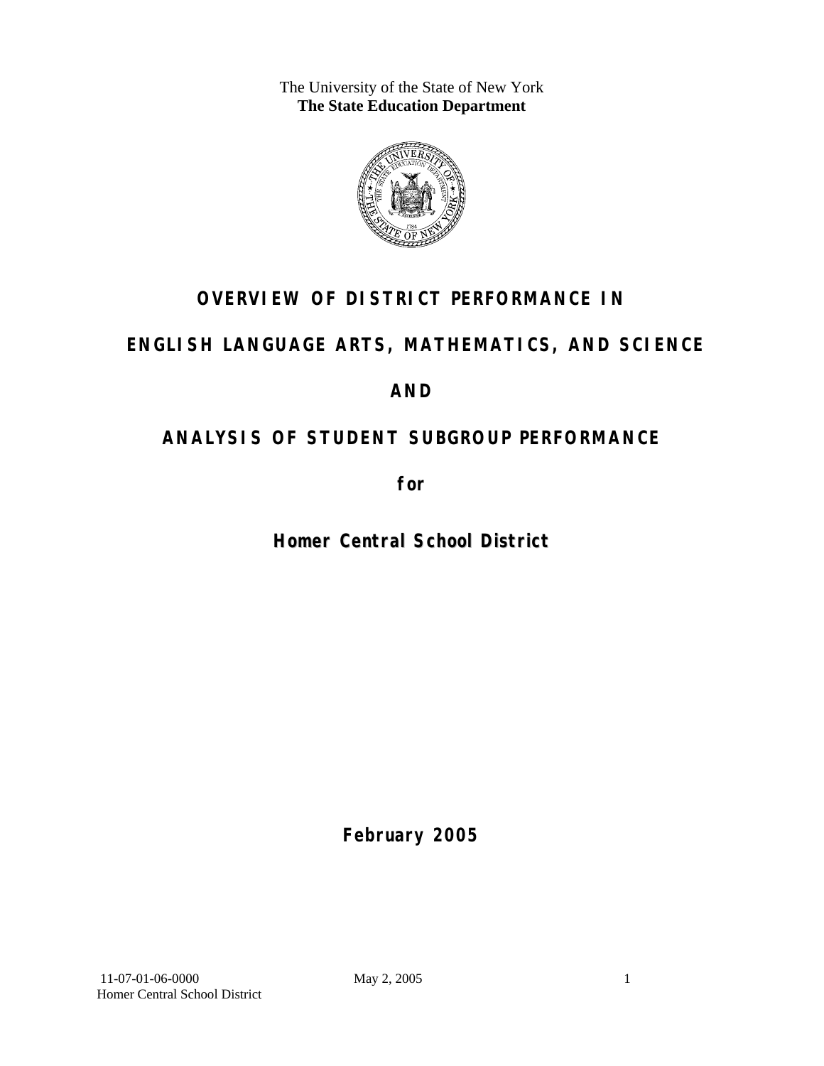The University of the State of New York
**The State Education Department**

# OVERVIEW OF DISTRICT PERFORMANCE IN

# ENGLISH LANGUAGE ARTS, MATHEMATICS, AND SCIENCE

# AND

# ANALYSIS OF STUDENT SUBGROUP PERFORMANCE

## for

## Homer Central School District

**February 2005**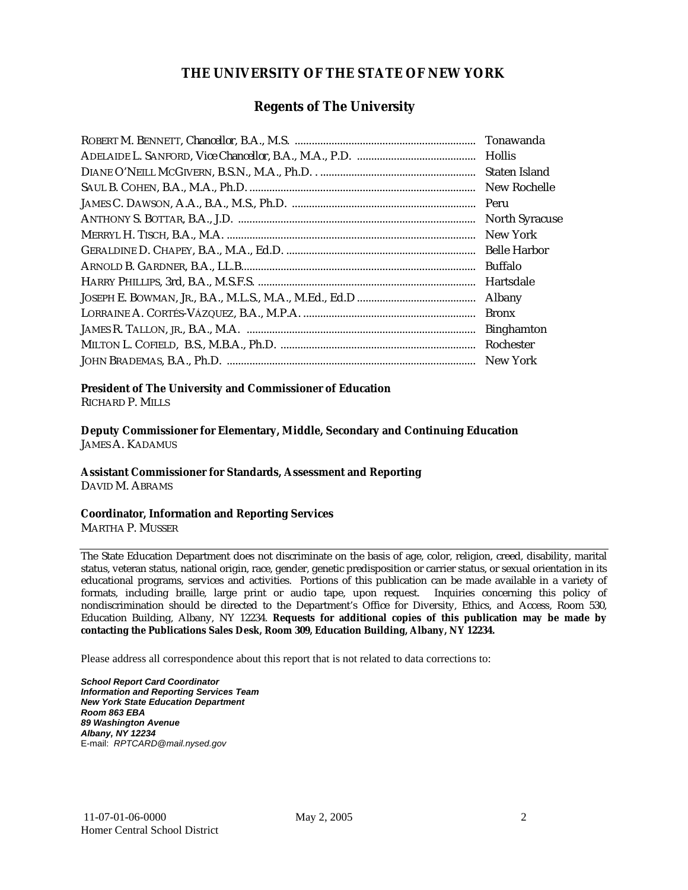# THE UNIVERSITY OF THE STATE OF NEW YORK

## Regents of The University

| | |
|---|---|
| ROBERT M. BENNETT, *Chancellor*, B.A., M.S. | Tonawanda |
| ADELAIDE L. SANFORD, *Vice Chancellor*, B.A., M.A., P.D. | Hollis |
| DIANE O'NEILL MCGIVERN, B.S.N., M.A., Ph.D. | Staten Island |
| SAUL B. COHEN, B.A., M.A., Ph.D. | New Rochelle |
| JAMES C. DAWSON, A.A., B.A., M.S., Ph.D. | Peru |
| ANTHONY S. BOTTAR, B.A., J.D. | North Syracuse |
| MERRYL H. TISCH, B.A., M.A. | New York |
| GERALDINE D. CHAPEY, B.A., M.A., Ed.D. | Belle Harbor |
| ARNOLD B. GARDNER, B.A., LL.B. | Buffalo |
| HARRY PHILLIPS, 3rd, B.A., M.S.F.S. | Hartsdale |
| JOSEPH E. BOWMAN, JR., B.A., M.L.S., M.A., M.Ed., Ed.D | Albany |
| LORRAINE A. CORTÉS-VÁZQUEZ, B.A., M.P.A. | Bronx |
| JAMES R. TALLON, JR., B.A., M.A. | Binghamton |
| MILTON L. COFIELD, B.S., M.B.A., Ph.D. | Rochester |
| JOHN BRADEMAS, B.A., Ph.D. | New York |

**President of The University and Commissioner of Education**
RICHARD P. MILLS

**Deputy Commissioner for Elementary, Middle, Secondary and Continuing Education**
JAMES A. KADAMUS

**Assistant Commissioner for Standards, Assessment and Reporting**
DAVID M. ABRAMS

**Coordinator, Information and Reporting Services**
MARTHA P. MUSSER

---

The State Education Department does not discriminate on the basis of age, color, religion, creed, disability, marital status, veteran status, national origin, race, gender, genetic predisposition or carrier status, or sexual orientation in its educational programs, services and activities. Portions of this publication can be made available in a variety of formats, including braille, large print or audio tape, upon request. Inquiries concerning this policy of nondiscrimination should be directed to the Department's Office for Diversity, Ethics, and Access, Room 530, Education Building, Albany, NY 12234. **Requests for additional copies of this publication may be made by contacting the Publications Sales Desk, Room 309, Education Building, Albany, NY 12234.**

Please address all correspondence about this report that is not related to data corrections to:

***School Report Card Coordinator***
***Information and Reporting Services Team***
***New York State Education Department***
***Room 863 EBA***
***89 Washington Avenue***
***Albany, NY 12234***
E-mail: *RPTCARD@mail.nysed.gov*

11-07-01-06-0000 May 2, 2005
Homer Central School District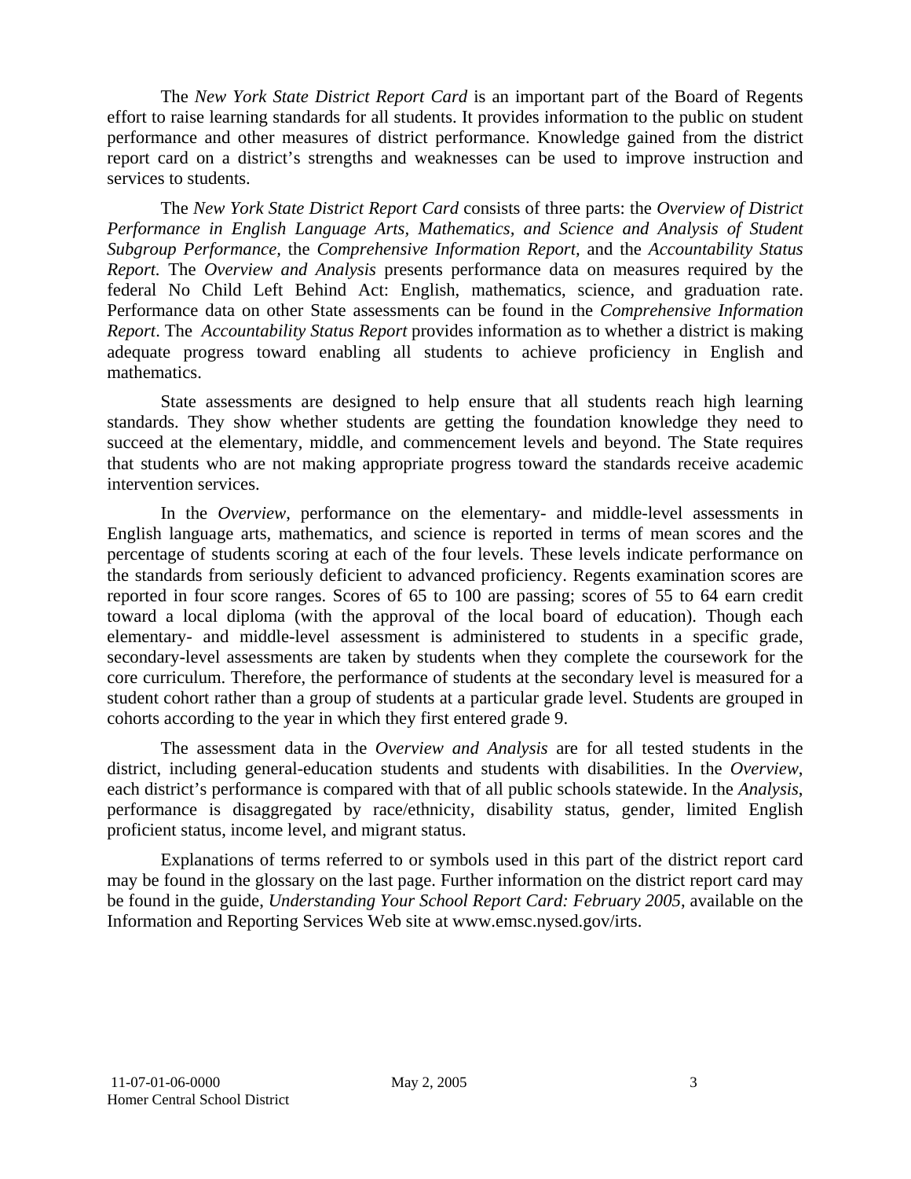The *New York State District Report Card* is an important part of the Board of Regents effort to raise learning standards for all students. It provides information to the public on student performance and other measures of district performance. Knowledge gained from the district report card on a district's strengths and weaknesses can be used to improve instruction and services to students.

The *New York State District Report Card* consists of three parts: the *Overview of District Performance in English Language Arts, Mathematics, and Science and Analysis of Student Subgroup Performance,* the *Comprehensive Information Report,* and the *Accountability Status Report.* The *Overview and Analysis* presents performance data on measures required by the federal No Child Left Behind Act: English, mathematics, science, and graduation rate. Performance data on other State assessments can be found in the *Comprehensive Information Report*. The *Accountability Status Report* provides information as to whether a district is making adequate progress toward enabling all students to achieve proficiency in English and mathematics.

State assessments are designed to help ensure that all students reach high learning standards. They show whether students are getting the foundation knowledge they need to succeed at the elementary, middle, and commencement levels and beyond. The State requires that students who are not making appropriate progress toward the standards receive academic intervention services.

In the *Overview*, performance on the elementary- and middle-level assessments in English language arts, mathematics, and science is reported in terms of mean scores and the percentage of students scoring at each of the four levels. These levels indicate performance on the standards from seriously deficient to advanced proficiency. Regents examination scores are reported in four score ranges. Scores of 65 to 100 are passing; scores of 55 to 64 earn credit toward a local diploma (with the approval of the local board of education). Though each elementary- and middle-level assessment is administered to students in a specific grade, secondary-level assessments are taken by students when they complete the coursework for the core curriculum. Therefore, the performance of students at the secondary level is measured for a student cohort rather than a group of students at a particular grade level. Students are grouped in cohorts according to the year in which they first entered grade 9.

The assessment data in the *Overview and Analysis* are for all tested students in the district, including general-education students and students with disabilities. In the *Overview*, each district's performance is compared with that of all public schools statewide. In the *Analysis*, performance is disaggregated by race/ethnicity, disability status, gender, limited English proficient status, income level, and migrant status.

Explanations of terms referred to or symbols used in this part of the district report card may be found in the glossary on the last page. Further information on the district report card may be found in the guide, *Understanding Your School Report Card: February 2005*, available on the Information and Reporting Services Web site at www.emsc.nysed.gov/irts.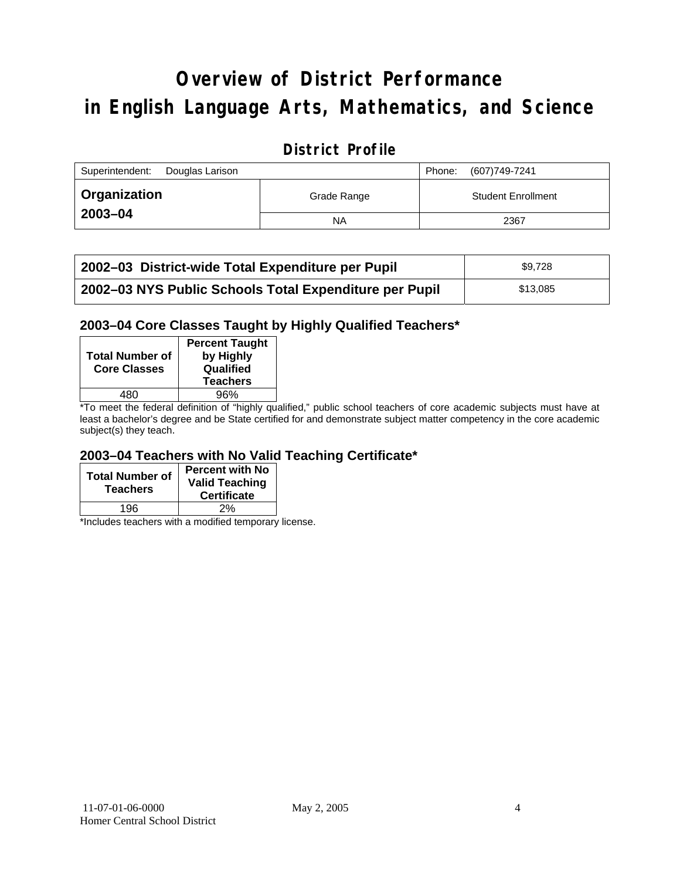# Overview of District Performance in English Language Arts, Mathematics, and Science

## District Profile

| Superintendent: Douglas Larison | | Phone: (607)749-7241 |
|---|---|---|
| **Organization 2003–04** | Grade Range | Student Enrollment |
| | NA | 2367 |

| | |
|---|---|
| **2002–03 District-wide Total Expenditure per Pupil** | $9,728 |
| **2002–03 NYS Public Schools Total Expenditure per Pupil** | $13,085 |

### 2003–04 Core Classes Taught by Highly Qualified Teachers*

| Total Number of Core Classes | Percent Taught by Highly Qualified Teachers |
|---|---|
| 480 | 96% |

*To meet the federal definition of "highly qualified," public school teachers of core academic subjects must have at least a bachelor's degree and be State certified for and demonstrate subject matter competency in the core academic subject(s) they teach.

### 2003–04 Teachers with No Valid Teaching Certificate*

| Total Number of Teachers | Percent with No Valid Teaching Certificate |
|---|---|
| 196 | 2% |

*Includes teachers with a modified temporary license.

11-07-01-06-0000 May 2, 2005
Homer Central School District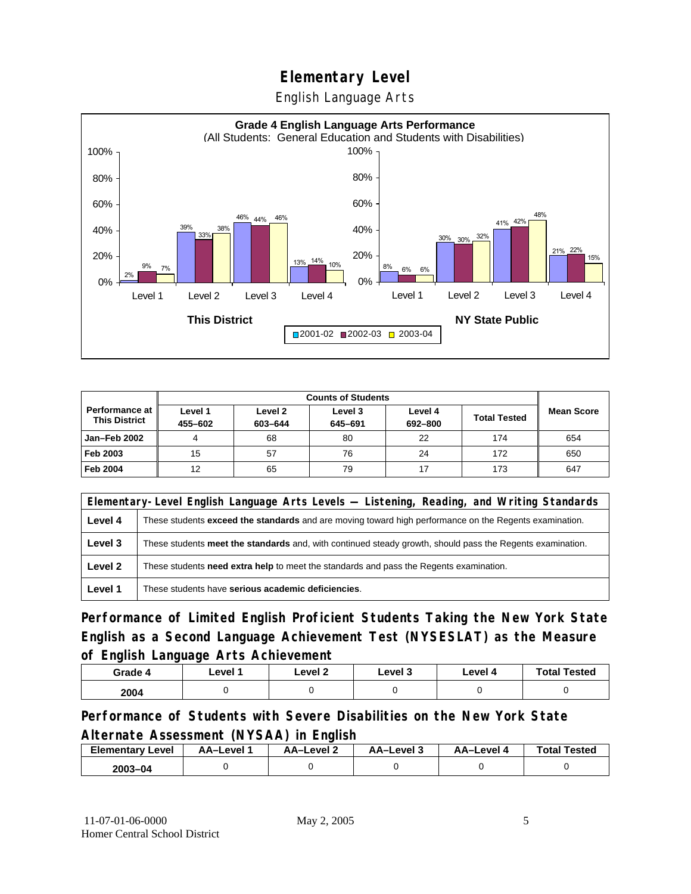# Elementary Level

## English Language Arts

**Grade 4 English Language Arts Performance**
(All Students: General Education and Students with Disabilities)

| | Level 1 | Level 2 | Level 3 | Level 4 |
|---|---|---|---|---|
| **This District** 2001-02 | 2% | 39% | 46% | 13% |
| **This District** 2002-03 | 9% | 33% | 44% | 14% |
| **This District** 2003-04 | 7% | 38% | 46% | 10% |
| **NY State Public** 2001-02 | 8% | 30% | 41% | 21% |
| **NY State Public** 2002-03 | 6% | 30% | 42% | 22% |
| **NY State Public** 2003-04 | 6% | 32% | 48% | 15% |

| Performance at This District | Counts of Students | | | | | Mean Score |
|---|---|---|---|---|---|---|
| | Level 1 455–602 | Level 2 603–644 | Level 3 645–691 | Level 4 692–800 | Total Tested | |
| Jan–Feb 2002 | 4 | 68 | 80 | 22 | 174 | 654 |
| Feb 2003 | 15 | 57 | 76 | 24 | 172 | 650 |
| Feb 2004 | 12 | 65 | 79 | 17 | 173 | 647 |

| Elementary-Level English Language Arts Levels — Listening, Reading, and Writing Standards | |
|---|---|
| Level 4 | These students **exceed the standards** and are moving toward high performance on the Regents examination. |
| Level 3 | These students **meet the standards** and, with continued steady growth, should pass the Regents examination. |
| Level 2 | These students **need extra help** to meet the standards and pass the Regents examination. |
| Level 1 | These students have **serious academic deficiencies**. |

### Performance of Limited English Proficient Students Taking the New York State English as a Second Language Achievement Test (NYSESLAT) as the Measure of English Language Arts Achievement

| Grade 4 | Level 1 | Level 2 | Level 3 | Level 4 | Total Tested |
|---|---|---|---|---|---|
| 2004 | 0 | 0 | 0 | 0 | 0 |

### Performance of Students with Severe Disabilities on the New York State Alternate Assessment (NYSAA) in English

| Elementary Level | AA–Level 1 | AA–Level 2 | AA–Level 3 | AA–Level 4 | Total Tested |
|---|---|---|---|---|---|
| 2003–04 | 0 | 0 | 0 | 0 | 0 |

11-07-01-06-0000
Homer Central School District

May 2, 2005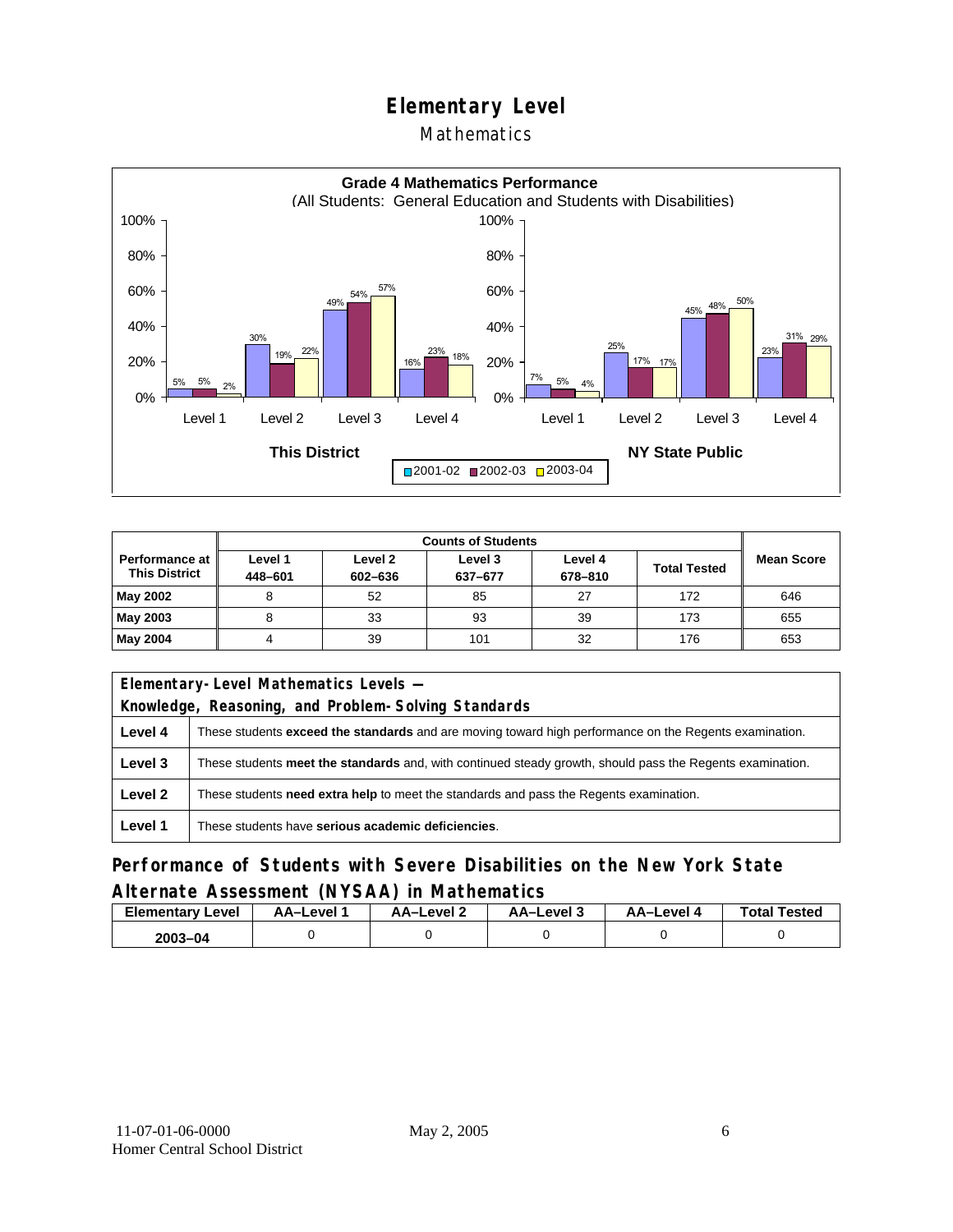# Elementary Level

## Mathematics

**Grade 4 Mathematics Performance**
(All Students: General Education and Students with Disabilities)

| | This District 2001-02 | This District 2002-03 | This District 2003-04 | NY State Public 2001-02 | NY State Public 2002-03 | NY State Public 2003-04 |
|---|---|---|---|---|---|---|
| Level 1 | 5% | 5% | 2% | 7% | 5% | 4% |
| Level 2 | 30% | 19% | 22% | 25% | 17% | 17% |
| Level 3 | 49% | 54% | 57% | 45% | 48% | 50% |
| Level 4 | 16% | 23% | 18% | 23% | 31% | 29% |

| Performance at This District | Counts of Students | | | | | Mean Score |
|---|---|---|---|---|---|---|
| | Level 1 448–601 | Level 2 602–636 | Level 3 637–677 | Level 4 678–810 | Total Tested | |
| **May 2002** | 8 | 52 | 85 | 27 | 172 | 646 |
| **May 2003** | 8 | 33 | 93 | 39 | 173 | 655 |
| **May 2004** | 4 | 39 | 101 | 32 | 176 | 653 |

| Elementary-Level Mathematics Levels — Knowledge, Reasoning, and Problem-Solving Standards | |
|---|---|
| **Level 4** | These students **exceed the standards** and are moving toward high performance on the Regents examination. |
| **Level 3** | These students **meet the standards** and, with continued steady growth, should pass the Regents examination. |
| **Level 2** | These students **need extra help** to meet the standards and pass the Regents examination. |
| **Level 1** | These students have **serious academic deficiencies**. |

## Performance of Students with Severe Disabilities on the New York State Alternate Assessment (NYSAA) in Mathematics

| Elementary Level | AA–Level 1 | AA–Level 2 | AA–Level 3 | AA–Level 4 | Total Tested |
|---|---|---|---|---|---|
| **2003–04** | 0 | 0 | 0 | 0 | 0 |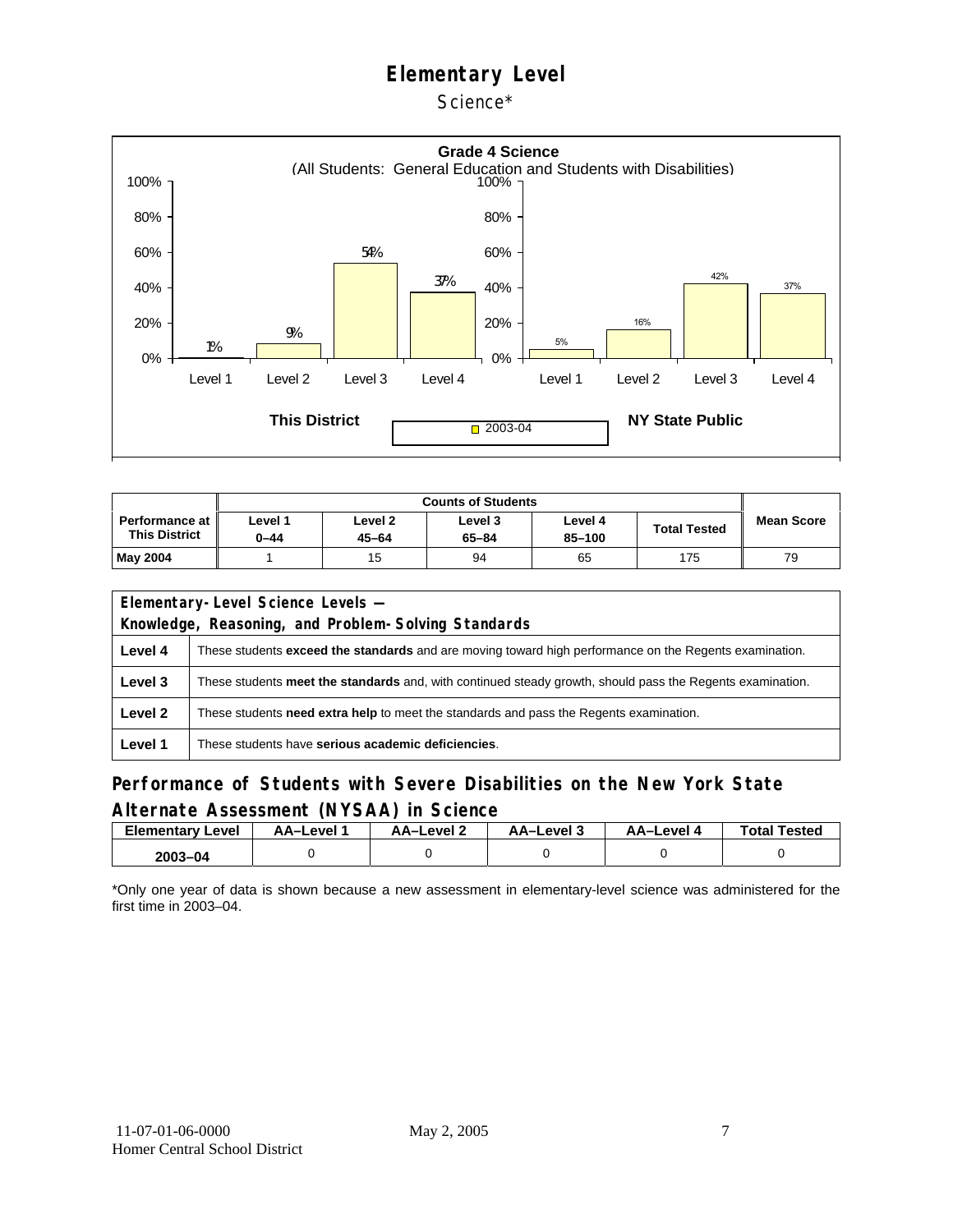# Elementary Level

Science*

**Grade 4 Science**
(All Students: General Education and Students with Disabilities)

| | Level 1 | Level 2 | Level 3 | Level 4 |
|---|---|---|---|---|
| This District (2003-04) | 1% | 9% | 54% | 37% |
| NY State Public (2003-04) | 5% | 16% | 42% | 37% |

| Performance at This District | Counts of Students | | | | | Mean Score |
|---|---|---|---|---|---|---|
| | Level 1 0–44 | Level 2 45–64 | Level 3 65–84 | Level 4 85–100 | Total Tested | |
| May 2004 | 1 | 15 | 94 | 65 | 175 | 79 |

| Elementary-Level Science Levels — Knowledge, Reasoning, and Problem-Solving Standards | |
|---|---|
| Level 4 | These students **exceed the standards** and are moving toward high performance on the Regents examination. |
| Level 3 | These students **meet the standards** and, with continued steady growth, should pass the Regents examination. |
| Level 2 | These students **need extra help** to meet the standards and pass the Regents examination. |
| Level 1 | These students have **serious academic deficiencies**. |

## Performance of Students with Severe Disabilities on the New York State Alternate Assessment (NYSAA) in Science

| Elementary Level | AA–Level 1 | AA–Level 2 | AA–Level 3 | AA–Level 4 | Total Tested |
|---|---|---|---|---|---|
| 2003–04 | 0 | 0 | 0 | 0 | 0 |

*Only one year of data is shown because a new assessment in elementary-level science was administered for the first time in 2003–04.

11-07-01-06-0000 May 2, 2005
Homer Central School District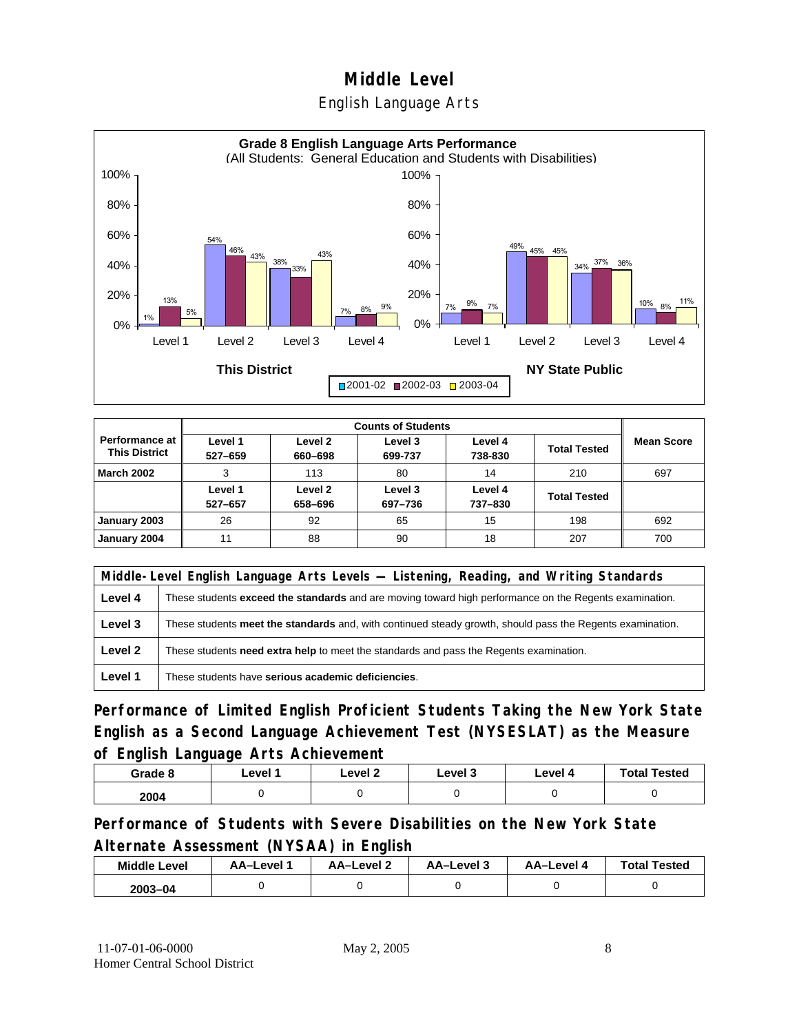# Middle Level

## English Language Arts

**Grade 8 English Language Arts Performance**
(All Students: General Education and Students with Disabilities)

| | This District 2001-02 | This District 2002-03 | This District 2003-04 | NY State Public 2001-02 | NY State Public 2002-03 | NY State Public 2003-04 |
|---|---|---|---|---|---|---|
| Level 1 | 1% | 13% | 5% | 7% | 9% | 7% |
| Level 2 | 54% | 46% | 43% | 49% | 45% | 45% |
| Level 3 | 38% | 33% | 43% | 34% | 37% | 36% |
| Level 4 | 7% | 8% | 9% | 10% | 8% | 11% |

| Performance at This District | Counts of Students | | | | | Mean Score |
|---|---|---|---|---|---|---|
| | Level 1 527–659 | Level 2 660–698 | Level 3 699-737 | Level 4 738-830 | Total Tested | |
| **March 2002** | 3 | 113 | 80 | 14 | 210 | 697 |
| | Level 1 527–657 | Level 2 658–696 | Level 3 697–736 | Level 4 737–830 | Total Tested | |
| **January 2003** | 26 | 92 | 65 | 15 | 198 | 692 |
| **January 2004** | 11 | 88 | 90 | 18 | 207 | 700 |

| Middle-Level English Language Arts Levels — Listening, Reading, and Writing Standards | |
|---|---|
| **Level 4** | These students **exceed the standards** and are moving toward high performance on the Regents examination. |
| **Level 3** | These students **meet the standards** and, with continued steady growth, should pass the Regents examination. |
| **Level 2** | These students **need extra help** to meet the standards and pass the Regents examination. |
| **Level 1** | These students have **serious academic deficiencies**. |

### Performance of Limited English Proficient Students Taking the New York State English as a Second Language Achievement Test (NYSESLAT) as the Measure of English Language Arts Achievement

| Grade 8 | Level 1 | Level 2 | Level 3 | Level 4 | Total Tested |
|---|---|---|---|---|---|
| 2004 | 0 | 0 | 0 | 0 | 0 |

### Performance of Students with Severe Disabilities on the New York State Alternate Assessment (NYSAA) in English

| Middle Level | AA–Level 1 | AA–Level 2 | AA–Level 3 | AA–Level 4 | Total Tested |
|---|---|---|---|---|---|
| 2003–04 | 0 | 0 | 0 | 0 | 0 |

11-07-01-06-0000 May 2, 2005
Homer Central School District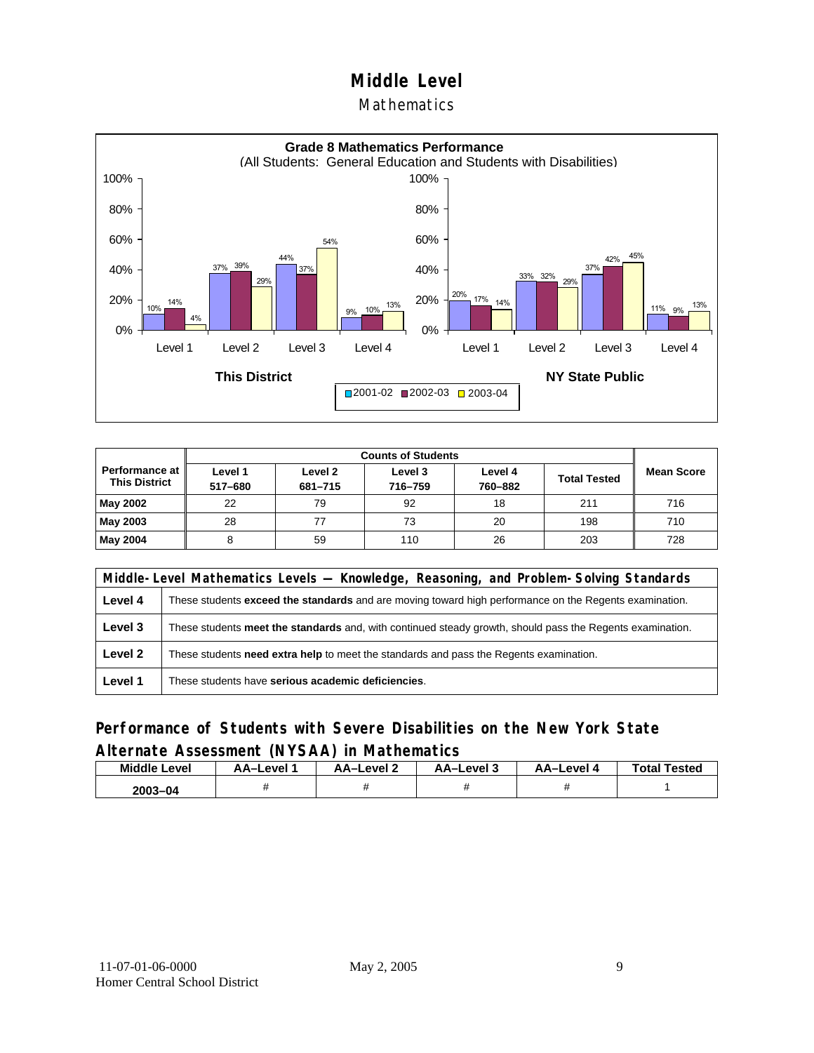# Middle Level

## Mathematics

**Grade 8 Mathematics Performance**
(All Students: General Education and Students with Disabilities)

| | This District 2001-02 | This District 2002-03 | This District 2003-04 | NY State Public 2001-02 | NY State Public 2002-03 | NY State Public 2003-04 |
|---|---|---|---|---|---|---|
| Level 1 | 10% | 14% | 4% | 20% | 17% | 14% |
| Level 2 | 37% | 39% | 29% | 33% | 32% | 29% |
| Level 3 | 44% | 37% | 54% | 37% | 42% | 45% |
| Level 4 | 9% | 10% | 13% | 11% | 9% | 13% |

| Performance at This District | Counts of Students | | | | | Mean Score |
|---|---|---|---|---|---|---|
| | Level 1 517–680 | Level 2 681–715 | Level 3 716–759 | Level 4 760–882 | Total Tested | |
| **May 2002** | 22 | 79 | 92 | 18 | 211 | 716 |
| **May 2003** | 28 | 77 | 73 | 20 | 198 | 710 |
| **May 2004** | 8 | 59 | 110 | 26 | 203 | 728 |

| Middle-Level Mathematics Levels — Knowledge, Reasoning, and Problem-Solving Standards | |
|---|---|
| **Level 4** | These students **exceed the standards** and are moving toward high performance on the Regents examination. |
| **Level 3** | These students **meet the standards** and, with continued steady growth, should pass the Regents examination. |
| **Level 2** | These students **need extra help** to meet the standards and pass the Regents examination. |
| **Level 1** | These students have **serious academic deficiencies**. |

## Performance of Students with Severe Disabilities on the New York State Alternate Assessment (NYSAA) in Mathematics

| Middle Level | AA–Level 1 | AA–Level 2 | AA–Level 3 | AA–Level 4 | Total Tested |
|---|---|---|---|---|---|
| 2003–04 | # | # | # | # | 1 |

11-07-01-06-0000 May 2, 2005
Homer Central School District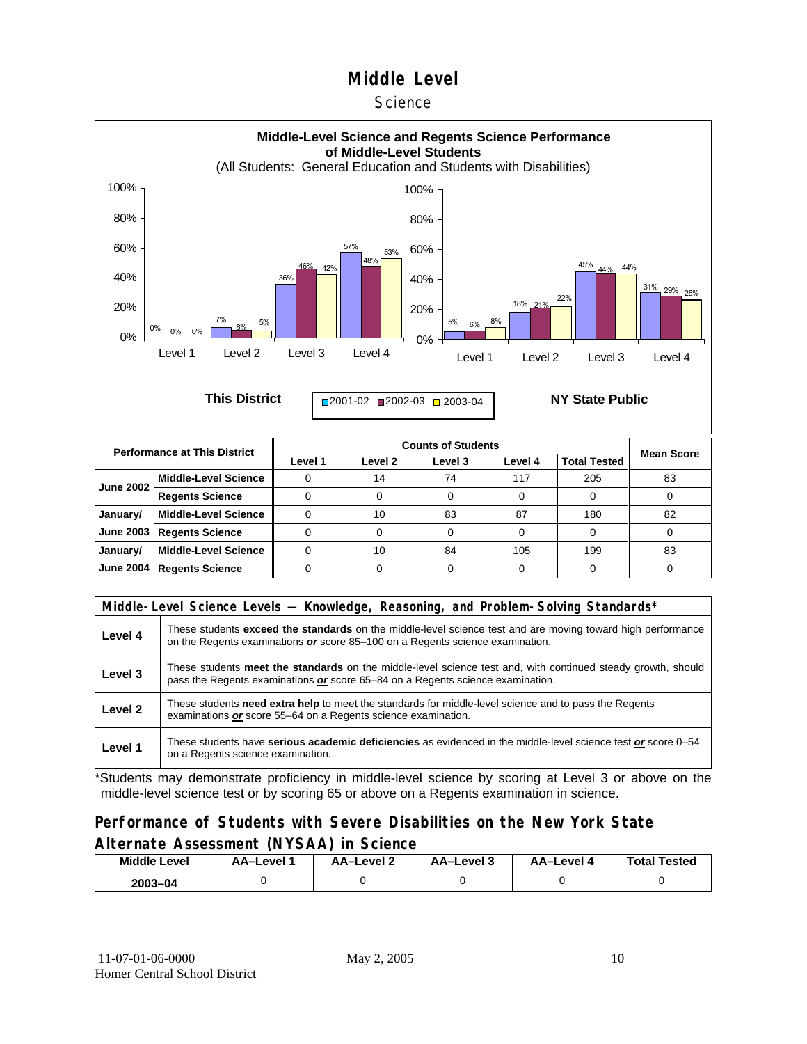# Middle Level

## Science

**Middle-Level Science and Regents Science Performance of Middle-Level Students**
(All Students: General Education and Students with Disabilities)

This District

| | 2001-02 | 2002-03 | 2003-04 |
|---|---|---|---|
| Level 1 | 0% | 0% | 0% |
| Level 2 | 7% | 6% | 5% |
| Level 3 | 36% | 46% | 42% |
| Level 4 | 57% | 48% | 53% |

NY State Public

| | 2001-02 | 2002-03 | 2003-04 |
|---|---|---|---|
| Level 1 | 5% | 6% | 8% |
| Level 2 | 18% | 21% | 22% |
| Level 3 | 45% | 44% | 44% |
| Level 4 | 31% | 29% | 26% |

| Performance at This District | | Counts of Students | | | | | Mean Score |
|---|---|---|---|---|---|---|---|
| | | Level 1 | Level 2 | Level 3 | Level 4 | Total Tested | |
| June 2002 | Middle-Level Science | 0 | 14 | 74 | 117 | 205 | 83 |
| | Regents Science | 0 | 0 | 0 | 0 | 0 | 0 |
| January/ June 2003 | Middle-Level Science | 0 | 10 | 83 | 87 | 180 | 82 |
| | Regents Science | 0 | 0 | 0 | 0 | 0 | 0 |
| January/ June 2004 | Middle-Level Science | 0 | 10 | 84 | 105 | 199 | 83 |
| | Regents Science | 0 | 0 | 0 | 0 | 0 | 0 |

| Middle-Level Science Levels — Knowledge, Reasoning, and Problem-Solving Standards* | |
|---|---|
| Level 4 | These students **exceed the standards** on the middle-level science test and are moving toward high performance on the Regents examinations ***or*** score 85–100 on a Regents science examination. |
| Level 3 | These students **meet the standards** on the middle-level science test and, with continued steady growth, should pass the Regents examinations ***or*** score 65–84 on a Regents science examination. |
| Level 2 | These students **need extra help** to meet the standards for middle-level science and to pass the Regents examinations ***or*** score 55–64 on a Regents science examination. |
| Level 1 | These students have **serious academic deficiencies** as evidenced in the middle-level science test ***or*** score 0–54 on a Regents science examination. |

*Students may demonstrate proficiency in middle-level science by scoring at Level 3 or above on the middle-level science test or by scoring 65 or above on a Regents examination in science.

### Performance of Students with Severe Disabilities on the New York State Alternate Assessment (NYSAA) in Science

| Middle Level | AA–Level 1 | AA–Level 2 | AA–Level 3 | AA–Level 4 | Total Tested |
|---|---|---|---|---|---|
| 2003–04 | 0 | 0 | 0 | 0 | 0 |

11-07-01-06-0000 May 2, 2005
Homer Central School District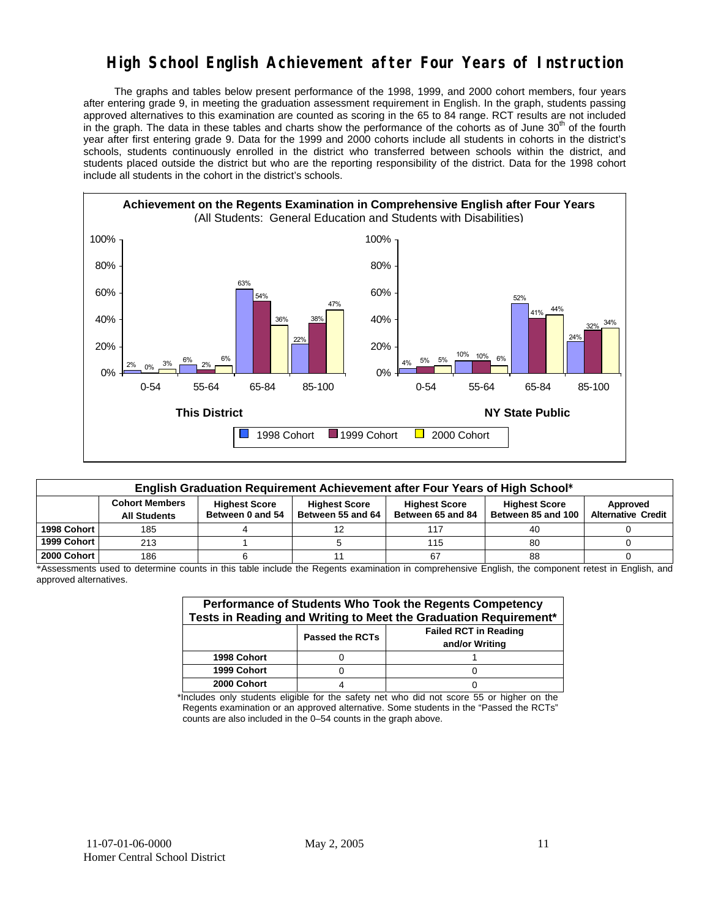# High School English Achievement after Four Years of Instruction

The graphs and tables below present performance of the 1998, 1999, and 2000 cohort members, four years after entering grade 9, in meeting the graduation assessment requirement in English. In the graph, students passing approved alternatives to this examination are counted as scoring in the 65 to 84 range. RCT results are not included in the graph. The data in these tables and charts show the performance of the cohorts as of June 30th of the fourth year after first entering grade 9. Data for the 1999 and 2000 cohorts include all students in cohorts in the district's schools, students continuously enrolled in the district who transferred between schools within the district, and students placed outside the district but who are the reporting responsibility of the district. Data for the 1998 cohort include all students in the cohort in the district's schools.

**Achievement on the Regents Examination in Comprehensive English after Four Years**
(All Students: General Education and Students with Disabilities)

**This District**

| Score Range | 1998 Cohort | 1999 Cohort | 2000 Cohort |
|---|---|---|---|
| 0-54 | 2% | 0% | 3% |
| 55-64 | 6% | 2% | 6% |
| 65-84 | 63% | 54% | 36% |
| 85-100 | 22% | 38% | 47% |

**NY State Public**

| Score Range | 1998 Cohort | 1999 Cohort | 2000 Cohort |
|---|---|---|---|
| 0-54 | 4% | 5% | 5% |
| 55-64 | 10% | 10% | 6% |
| 65-84 | 52% | 41% | 44% |
| 85-100 | 24% | 32% | 34% |

**English Graduation Requirement Achievement after Four Years of High School***

| | Cohort Members All Students | Highest Score Between 0 and 54 | Highest Score Between 55 and 64 | Highest Score Between 65 and 84 | Highest Score Between 85 and 100 | Approved Alternative Credit |
|---|---|---|---|---|---|---|
| 1998 Cohort | 185 | 4 | 12 | 117 | 40 | 0 |
| 1999 Cohort | 213 | 1 | 5 | 115 | 80 | 0 |
| 2000 Cohort | 186 | 6 | 11 | 67 | 88 | 0 |

*Assessments used to determine counts in this table include the Regents examination in comprehensive English, the component retest in English, and approved alternatives.

**Performance of Students Who Took the Regents Competency Tests in Reading and Writing to Meet the Graduation Requirement***

| | Passed the RCTs | Failed RCT in Reading and/or Writing |
|---|---|---|
| 1998 Cohort | 0 | 1 |
| 1999 Cohort | 0 | 0 |
| 2000 Cohort | 4 | 0 |

*Includes only students eligible for the safety net who did not score 55 or higher on the Regents examination or an approved alternative. Some students in the "Passed the RCTs" counts are also included in the 0–54 counts in the graph above.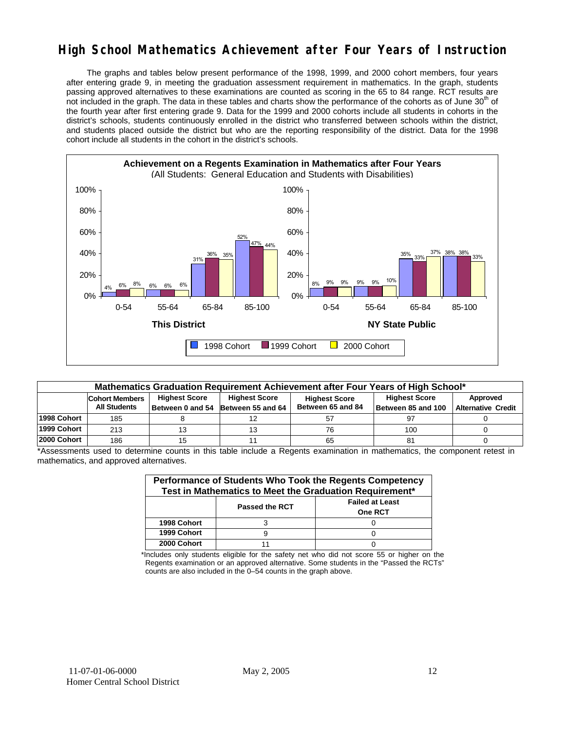# High School Mathematics Achievement after Four Years of Instruction

The graphs and tables below present performance of the 1998, 1999, and 2000 cohort members, four years after entering grade 9, in meeting the graduation assessment requirement in mathematics. In the graph, students passing approved alternatives to these examinations are counted as scoring in the 65 to 84 range. RCT results are not included in the graph. The data in these tables and charts show the performance of the cohorts as of June 30th of the fourth year after first entering grade 9. Data for the 1999 and 2000 cohorts include all students in cohorts in the district's schools, students continuously enrolled in the district who transferred between schools within the district, and students placed outside the district but who are the reporting responsibility of the district. Data for the 1998 cohort include all students in the cohort in the district's schools.

**Achievement on a Regents Examination in Mathematics after Four Years**
(All Students: General Education and Students with Disabilities)

| | This District 1998 Cohort | This District 1999 Cohort | This District 2000 Cohort | NY State Public 1998 Cohort | NY State Public 1999 Cohort | NY State Public 2000 Cohort |
|---|---|---|---|---|---|---|
| 0-54 | 4% | 6% | 8% | 8% | 9% | 9% |
| 55-64 | 6% | 6% | 6% | 9% | 9% | 10% |
| 65-84 | 31% | 36% | 35% | 35% | 33% | 37% |
| 85-100 | 52% | 47% | 44% | 38% | 38% | 33% |

| Mathematics Graduation Requirement Achievement after Four Years of High School* | | | | | | |
|---|---|---|---|---|---|---|
| | Cohort Members All Students | Highest Score Between 0 and 54 | Highest Score Between 55 and 64 | Highest Score Between 65 and 84 | Highest Score Between 85 and 100 | Approved Alternative Credit |
| 1998 Cohort | 185 | 8 | 12 | 57 | 97 | 0 |
| 1999 Cohort | 213 | 13 | 13 | 76 | 100 | 0 |
| 2000 Cohort | 186 | 15 | 11 | 65 | 81 | 0 |

*Assessments used to determine counts in this table include a Regents examination in mathematics, the component retest in mathematics, and approved alternatives.

| Performance of Students Who Took the Regents Competency Test in Mathematics to Meet the Graduation Requirement* | | |
|---|---|---|
| | Passed the RCT | Failed at Least One RCT |
| 1998 Cohort | 3 | 0 |
| 1999 Cohort | 9 | 0 |
| 2000 Cohort | 11 | 0 |

*Includes only students eligible for the safety net who did not score 55 or higher on the Regents examination or an approved alternative. Some students in the "Passed the RCTs" counts are also included in the 0–54 counts in the graph above.

11-07-01-06-0000
Homer Central School District

May 2, 2005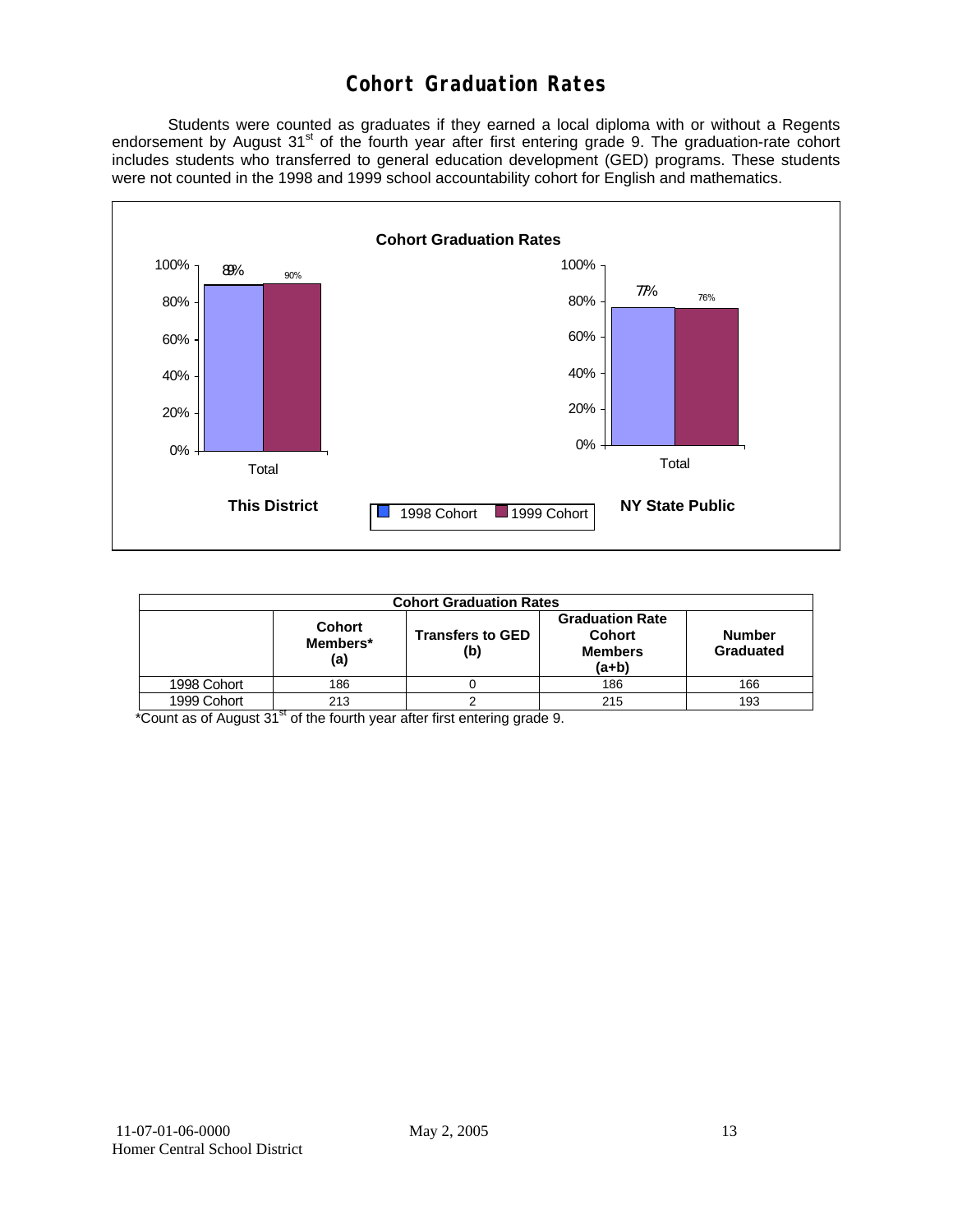# Cohort Graduation Rates

Students were counted as graduates if they earned a local diploma with or without a Regents endorsement by August 31st of the fourth year after first entering grade 9. The graduation-rate cohort includes students who transferred to general education development (GED) programs. These students were not counted in the 1998 and 1999 school accountability cohort for English and mathematics.

**Cohort Graduation Rates**

| | This District (Total) | NY State Public (Total) |
|---|---|---|
| 1998 Cohort | 89% | 77% |
| 1999 Cohort | 90% | 76% |

| Cohort Graduation Rates | | | | |
|---|---|---|---|---|
| | Cohort Members* (a) | Transfers to GED (b) | Graduation Rate Cohort Members (a+b) | Number Graduated |
| 1998 Cohort | 186 | 0 | 186 | 166 |
| 1999 Cohort | 213 | 2 | 215 | 193 |

*Count as of August 31st of the fourth year after first entering grade 9.

11-07-01-06-0000
Homer Central School District

May 2, 2005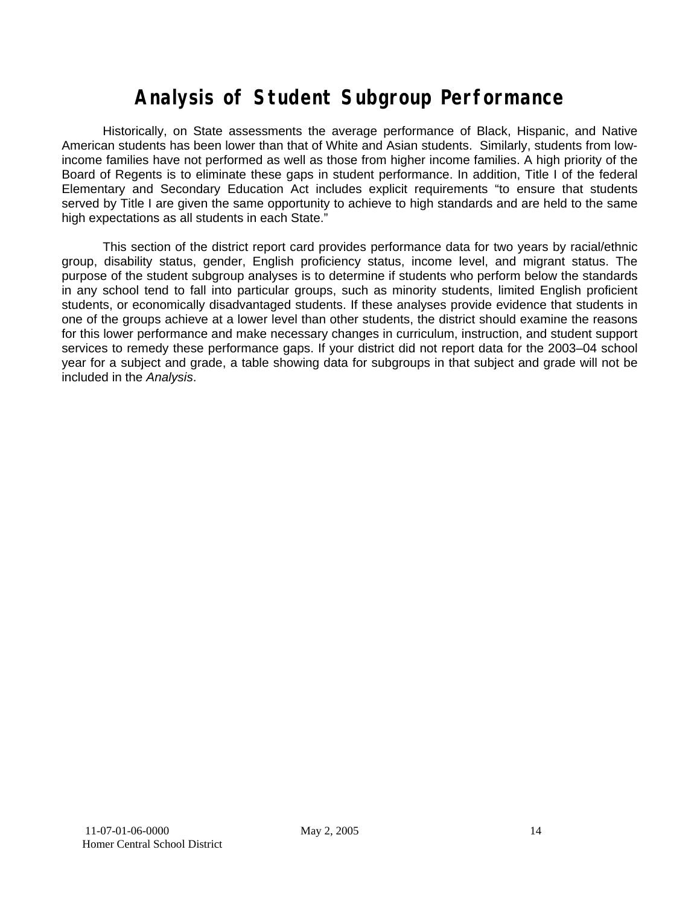# Analysis of Student Subgroup Performance

Historically, on State assessments the average performance of Black, Hispanic, and Native American students has been lower than that of White and Asian students. Similarly, students from low-income families have not performed as well as those from higher income families. A high priority of the Board of Regents is to eliminate these gaps in student performance. In addition, Title I of the federal Elementary and Secondary Education Act includes explicit requirements "to ensure that students served by Title I are given the same opportunity to achieve to high standards and are held to the same high expectations as all students in each State."

This section of the district report card provides performance data for two years by racial/ethnic group, disability status, gender, English proficiency status, income level, and migrant status. The purpose of the student subgroup analyses is to determine if students who perform below the standards in any school tend to fall into particular groups, such as minority students, limited English proficient students, or economically disadvantaged students. If these analyses provide evidence that students in one of the groups achieve at a lower level than other students, the district should examine the reasons for this lower performance and make necessary changes in curriculum, instruction, and student support services to remedy these performance gaps. If your district did not report data for the 2003–04 school year for a subject and grade, a table showing data for subgroups in that subject and grade will not be included in the *Analysis*.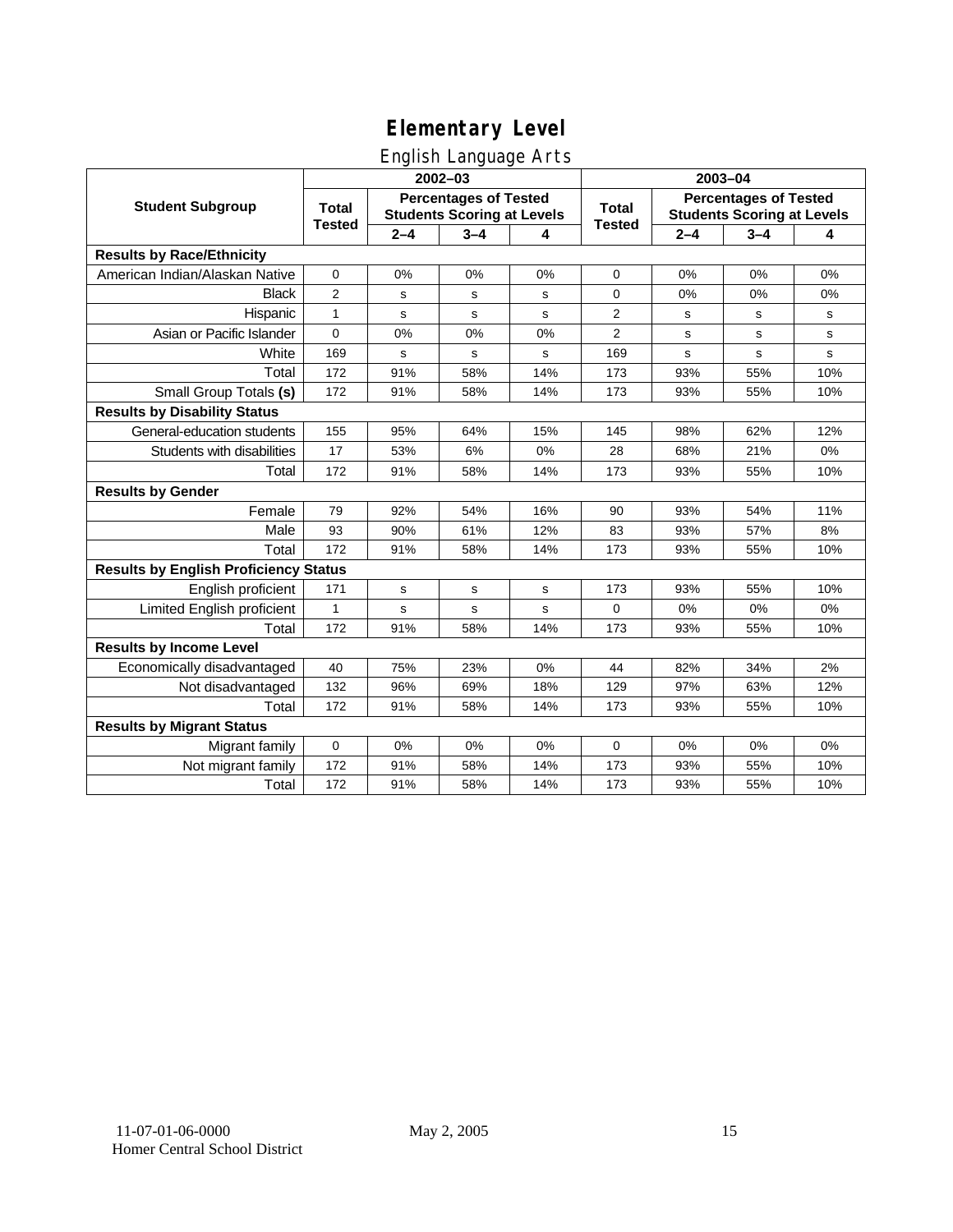# Elementary Level

## English Language Arts

| Student Subgroup | 2002–03 | | | | 2003–04 | | | |
|---|---|---|---|---|---|---|---|---|
| | Total Tested | Percentages of Tested Students Scoring at Levels | | | Total Tested | Percentages of Tested Students Scoring at Levels | | |
| | | 2–4 | 3–4 | 4 | | 2–4 | 3–4 | 4 |
| **Results by Race/Ethnicity** | | | | | | | | |
| American Indian/Alaskan Native | 0 | 0% | 0% | 0% | 0 | 0% | 0% | 0% |
| Black | 2 | s | s | s | 0 | 0% | 0% | 0% |
| Hispanic | 1 | s | s | s | 2 | s | s | s |
| Asian or Pacific Islander | 0 | 0% | 0% | 0% | 2 | s | s | s |
| White | 169 | s | s | s | 169 | s | s | s |
| Total | 172 | 91% | 58% | 14% | 173 | 93% | 55% | 10% |
| Small Group Totals **(s)** | 172 | 91% | 58% | 14% | 173 | 93% | 55% | 10% |
| **Results by Disability Status** | | | | | | | | |
| General-education students | 155 | 95% | 64% | 15% | 145 | 98% | 62% | 12% |
| Students with disabilities | 17 | 53% | 6% | 0% | 28 | 68% | 21% | 0% |
| Total | 172 | 91% | 58% | 14% | 173 | 93% | 55% | 10% |
| **Results by Gender** | | | | | | | | |
| Female | 79 | 92% | 54% | 16% | 90 | 93% | 54% | 11% |
| Male | 93 | 90% | 61% | 12% | 83 | 93% | 57% | 8% |
| Total | 172 | 91% | 58% | 14% | 173 | 93% | 55% | 10% |
| **Results by English Proficiency Status** | | | | | | | | |
| English proficient | 171 | s | s | s | 173 | 93% | 55% | 10% |
| Limited English proficient | 1 | s | s | s | 0 | 0% | 0% | 0% |
| Total | 172 | 91% | 58% | 14% | 173 | 93% | 55% | 10% |
| **Results by Income Level** | | | | | | | | |
| Economically disadvantaged | 40 | 75% | 23% | 0% | 44 | 82% | 34% | 2% |
| Not disadvantaged | 132 | 96% | 69% | 18% | 129 | 97% | 63% | 12% |
| Total | 172 | 91% | 58% | 14% | 173 | 93% | 55% | 10% |
| **Results by Migrant Status** | | | | | | | | |
| Migrant family | 0 | 0% | 0% | 0% | 0 | 0% | 0% | 0% |
| Not migrant family | 172 | 91% | 58% | 14% | 173 | 93% | 55% | 10% |
| Total | 172 | 91% | 58% | 14% | 173 | 93% | 55% | 10% |

11-07-01-06-0000 May 2, 2005
Homer Central School District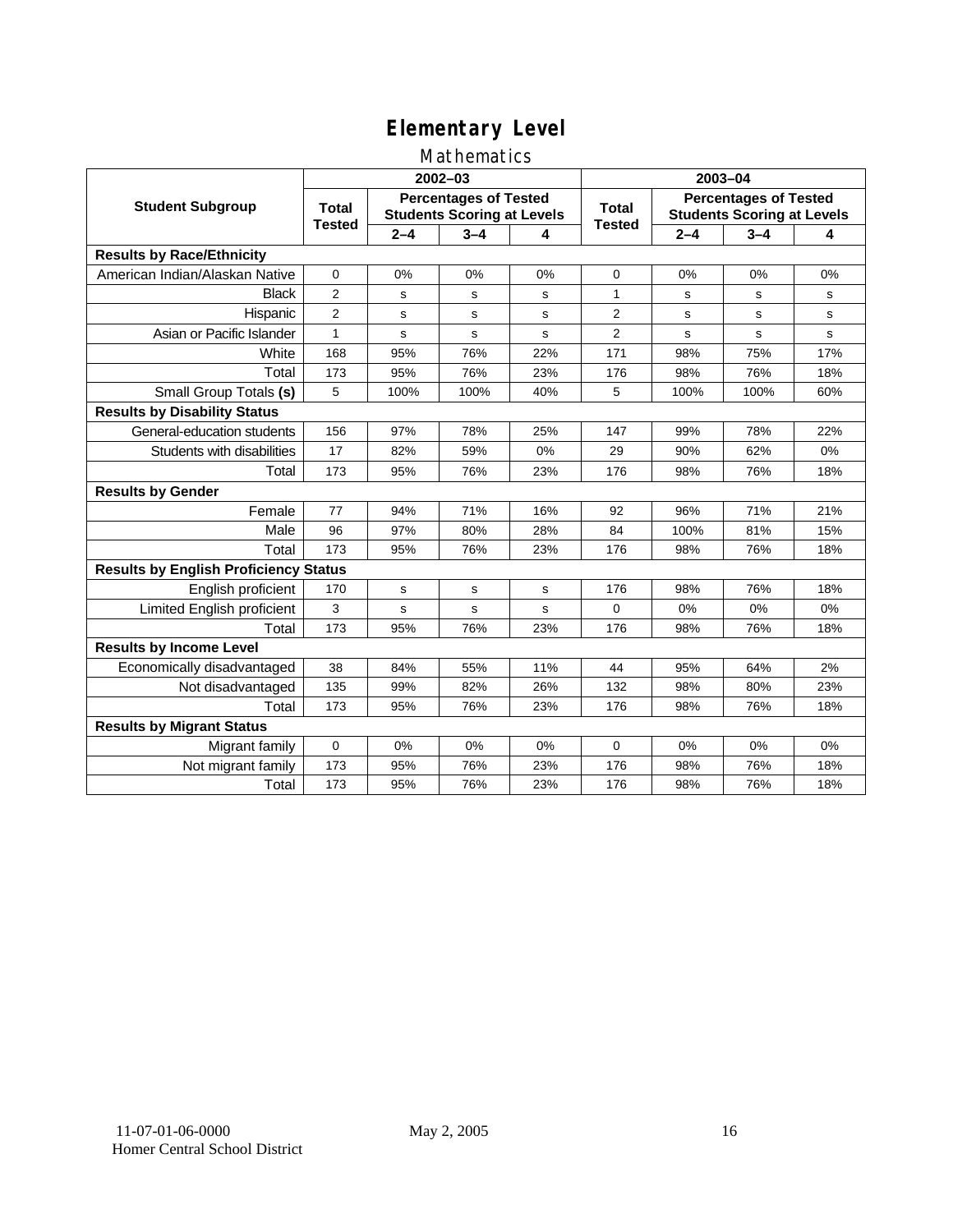# Elementary Level

## Mathematics

| Student Subgroup | 2002–03 | | | | 2003–04 | | | |
|---|---|---|---|---|---|---|---|---|
| | Total Tested | Percentages of Tested Students Scoring at Levels | | | Total Tested | Percentages of Tested Students Scoring at Levels | | |
| | | 2–4 | 3–4 | 4 | | 2–4 | 3–4 | 4 |
| **Results by Race/Ethnicity** | | | | | | | | |
| American Indian/Alaskan Native | 0 | 0% | 0% | 0% | 0 | 0% | 0% | 0% |
| Black | 2 | s | s | s | 1 | s | s | s |
| Hispanic | 2 | s | s | s | 2 | s | s | s |
| Asian or Pacific Islander | 1 | s | s | s | 2 | s | s | s |
| White | 168 | 95% | 76% | 22% | 171 | 98% | 75% | 17% |
| Total | 173 | 95% | 76% | 23% | 176 | 98% | 76% | 18% |
| Small Group Totals **(s)** | 5 | 100% | 100% | 40% | 5 | 100% | 100% | 60% |
| **Results by Disability Status** | | | | | | | | |
| General-education students | 156 | 97% | 78% | 25% | 147 | 99% | 78% | 22% |
| Students with disabilities | 17 | 82% | 59% | 0% | 29 | 90% | 62% | 0% |
| Total | 173 | 95% | 76% | 23% | 176 | 98% | 76% | 18% |
| **Results by Gender** | | | | | | | | |
| Female | 77 | 94% | 71% | 16% | 92 | 96% | 71% | 21% |
| Male | 96 | 97% | 80% | 28% | 84 | 100% | 81% | 15% |
| Total | 173 | 95% | 76% | 23% | 176 | 98% | 76% | 18% |
| **Results by English Proficiency Status** | | | | | | | | |
| English proficient | 170 | s | s | s | 176 | 98% | 76% | 18% |
| Limited English proficient | 3 | s | s | s | 0 | 0% | 0% | 0% |
| Total | 173 | 95% | 76% | 23% | 176 | 98% | 76% | 18% |
| **Results by Income Level** | | | | | | | | |
| Economically disadvantaged | 38 | 84% | 55% | 11% | 44 | 95% | 64% | 2% |
| Not disadvantaged | 135 | 99% | 82% | 26% | 132 | 98% | 80% | 23% |
| Total | 173 | 95% | 76% | 23% | 176 | 98% | 76% | 18% |
| **Results by Migrant Status** | | | | | | | | |
| Migrant family | 0 | 0% | 0% | 0% | 0 | 0% | 0% | 0% |
| Not migrant family | 173 | 95% | 76% | 23% | 176 | 98% | 76% | 18% |
| Total | 173 | 95% | 76% | 23% | 176 | 98% | 76% | 18% |

11-07-01-06-0000 May 2, 2005
Homer Central School District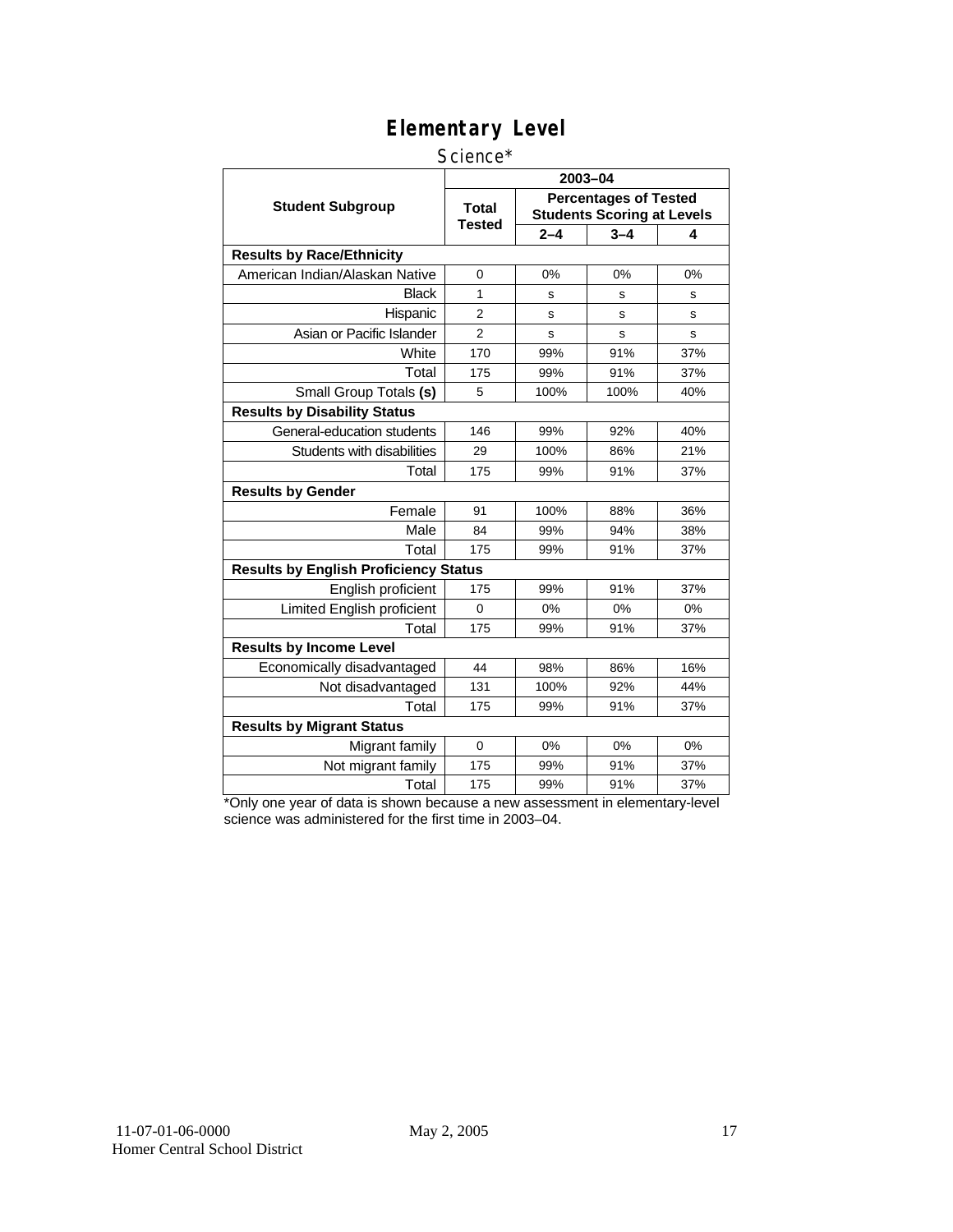# Elementary Level

Science*

| Student Subgroup | 2003–04 | | | |
|---|---|---|---|---|
| | Total Tested | Percentages of Tested Students Scoring at Levels | | |
| | | 2–4 | 3–4 | 4 |
| **Results by Race/Ethnicity** | | | | |
| American Indian/Alaskan Native | 0 | 0% | 0% | 0% |
| Black | 1 | s | s | s |
| Hispanic | 2 | s | s | s |
| Asian or Pacific Islander | 2 | s | s | s |
| White | 170 | 99% | 91% | 37% |
| Total | 175 | 99% | 91% | 37% |
| Small Group Totals **(s)** | 5 | 100% | 100% | 40% |
| **Results by Disability Status** | | | | |
| General-education students | 146 | 99% | 92% | 40% |
| Students with disabilities | 29 | 100% | 86% | 21% |
| Total | 175 | 99% | 91% | 37% |
| **Results by Gender** | | | | |
| Female | 91 | 100% | 88% | 36% |
| Male | 84 | 99% | 94% | 38% |
| Total | 175 | 99% | 91% | 37% |
| **Results by English Proficiency Status** | | | | |
| English proficient | 175 | 99% | 91% | 37% |
| Limited English proficient | 0 | 0% | 0% | 0% |
| Total | 175 | 99% | 91% | 37% |
| **Results by Income Level** | | | | |
| Economically disadvantaged | 44 | 98% | 86% | 16% |
| Not disadvantaged | 131 | 100% | 92% | 44% |
| Total | 175 | 99% | 91% | 37% |
| **Results by Migrant Status** | | | | |
| Migrant family | 0 | 0% | 0% | 0% |
| Not migrant family | 175 | 99% | 91% | 37% |
| Total | 175 | 99% | 91% | 37% |

*Only one year of data is shown because a new assessment in elementary-level science was administered for the first time in 2003–04.

11-07-01-06-0000 May 2, 2005
Homer Central School District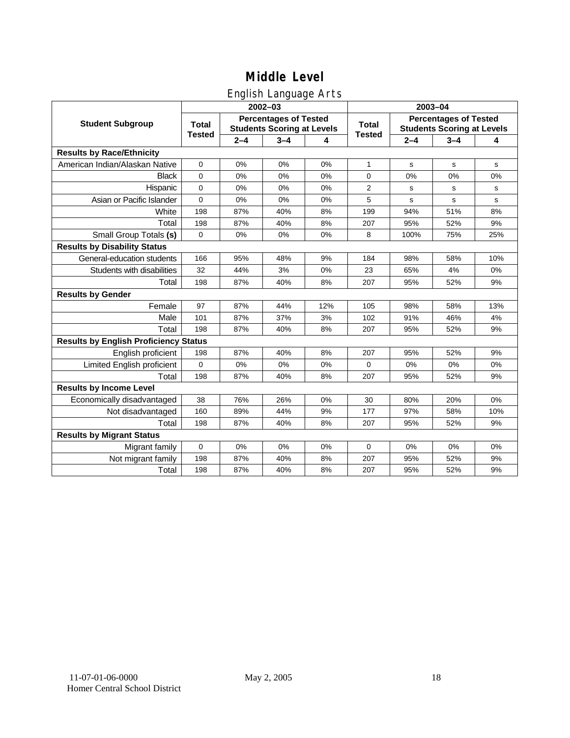# Middle Level

## English Language Arts

| Student Subgroup | 2002–03 | | | | 2003–04 | | | |
|---|---|---|---|---|---|---|---|---|
| | Total Tested | Percentages of Tested Students Scoring at Levels | | | Total Tested | Percentages of Tested Students Scoring at Levels | | |
| | | 2–4 | 3–4 | 4 | | 2–4 | 3–4 | 4 |
| **Results by Race/Ethnicity** | | | | | | | | |
| American Indian/Alaskan Native | 0 | 0% | 0% | 0% | 1 | s | s | s |
| Black | 0 | 0% | 0% | 0% | 0 | 0% | 0% | 0% |
| Hispanic | 0 | 0% | 0% | 0% | 2 | s | s | s |
| Asian or Pacific Islander | 0 | 0% | 0% | 0% | 5 | s | s | s |
| White | 198 | 87% | 40% | 8% | 199 | 94% | 51% | 8% |
| Total | 198 | 87% | 40% | 8% | 207 | 95% | 52% | 9% |
| Small Group Totals **(s)** | 0 | 0% | 0% | 0% | 8 | 100% | 75% | 25% |
| **Results by Disability Status** | | | | | | | | |
| General-education students | 166 | 95% | 48% | 9% | 184 | 98% | 58% | 10% |
| Students with disabilities | 32 | 44% | 3% | 0% | 23 | 65% | 4% | 0% |
| Total | 198 | 87% | 40% | 8% | 207 | 95% | 52% | 9% |
| **Results by Gender** | | | | | | | | |
| Female | 97 | 87% | 44% | 12% | 105 | 98% | 58% | 13% |
| Male | 101 | 87% | 37% | 3% | 102 | 91% | 46% | 4% |
| Total | 198 | 87% | 40% | 8% | 207 | 95% | 52% | 9% |
| **Results by English Proficiency Status** | | | | | | | | |
| English proficient | 198 | 87% | 40% | 8% | 207 | 95% | 52% | 9% |
| Limited English proficient | 0 | 0% | 0% | 0% | 0 | 0% | 0% | 0% |
| Total | 198 | 87% | 40% | 8% | 207 | 95% | 52% | 9% |
| **Results by Income Level** | | | | | | | | |
| Economically disadvantaged | 38 | 76% | 26% | 0% | 30 | 80% | 20% | 0% |
| Not disadvantaged | 160 | 89% | 44% | 9% | 177 | 97% | 58% | 10% |
| Total | 198 | 87% | 40% | 8% | 207 | 95% | 52% | 9% |
| **Results by Migrant Status** | | | | | | | | |
| Migrant family | 0 | 0% | 0% | 0% | 0 | 0% | 0% | 0% |
| Not migrant family | 198 | 87% | 40% | 8% | 207 | 95% | 52% | 9% |
| Total | 198 | 87% | 40% | 8% | 207 | 95% | 52% | 9% |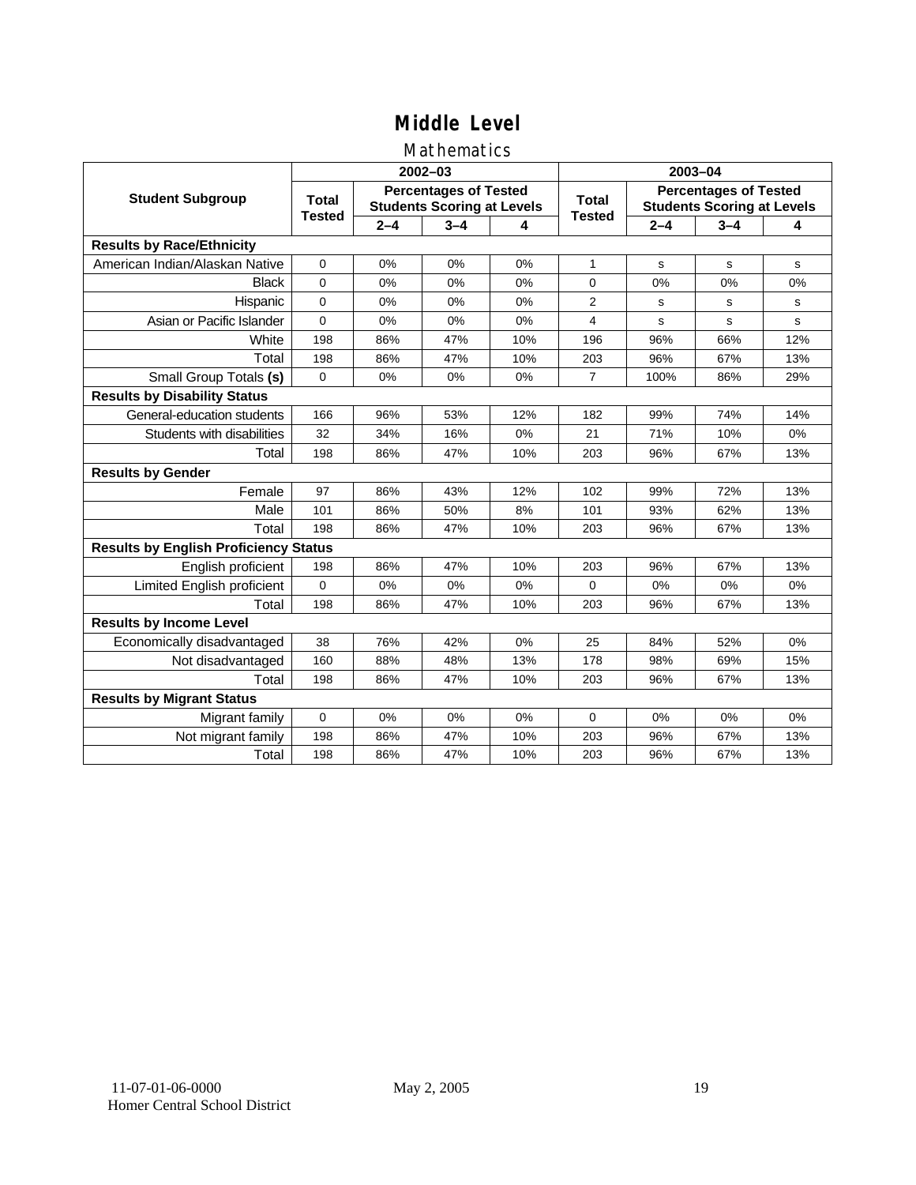# Middle Level

## Mathematics

| Student Subgroup | 2002–03 | | | | 2003–04 | | | |
|---|---|---|---|---|---|---|---|---|
| | Total Tested | Percentages of Tested Students Scoring at Levels | | | Total Tested | Percentages of Tested Students Scoring at Levels | | |
| | | 2–4 | 3–4 | 4 | | 2–4 | 3–4 | 4 |
| **Results by Race/Ethnicity** | | | | | | | | |
| American Indian/Alaskan Native | 0 | 0% | 0% | 0% | 1 | s | s | s |
| Black | 0 | 0% | 0% | 0% | 0 | 0% | 0% | 0% |
| Hispanic | 0 | 0% | 0% | 0% | 2 | s | s | s |
| Asian or Pacific Islander | 0 | 0% | 0% | 0% | 4 | s | s | s |
| White | 198 | 86% | 47% | 10% | 196 | 96% | 66% | 12% |
| Total | 198 | 86% | 47% | 10% | 203 | 96% | 67% | 13% |
| Small Group Totals **(s)** | 0 | 0% | 0% | 0% | 7 | 100% | 86% | 29% |
| **Results by Disability Status** | | | | | | | | |
| General-education students | 166 | 96% | 53% | 12% | 182 | 99% | 74% | 14% |
| Students with disabilities | 32 | 34% | 16% | 0% | 21 | 71% | 10% | 0% |
| Total | 198 | 86% | 47% | 10% | 203 | 96% | 67% | 13% |
| **Results by Gender** | | | | | | | | |
| Female | 97 | 86% | 43% | 12% | 102 | 99% | 72% | 13% |
| Male | 101 | 86% | 50% | 8% | 101 | 93% | 62% | 13% |
| Total | 198 | 86% | 47% | 10% | 203 | 96% | 67% | 13% |
| **Results by English Proficiency Status** | | | | | | | | |
| English proficient | 198 | 86% | 47% | 10% | 203 | 96% | 67% | 13% |
| Limited English proficient | 0 | 0% | 0% | 0% | 0 | 0% | 0% | 0% |
| Total | 198 | 86% | 47% | 10% | 203 | 96% | 67% | 13% |
| **Results by Income Level** | | | | | | | | |
| Economically disadvantaged | 38 | 76% | 42% | 0% | 25 | 84% | 52% | 0% |
| Not disadvantaged | 160 | 88% | 48% | 13% | 178 | 98% | 69% | 15% |
| Total | 198 | 86% | 47% | 10% | 203 | 96% | 67% | 13% |
| **Results by Migrant Status** | | | | | | | | |
| Migrant family | 0 | 0% | 0% | 0% | 0 | 0% | 0% | 0% |
| Not migrant family | 198 | 86% | 47% | 10% | 203 | 96% | 67% | 13% |
| Total | 198 | 86% | 47% | 10% | 203 | 96% | 67% | 13% |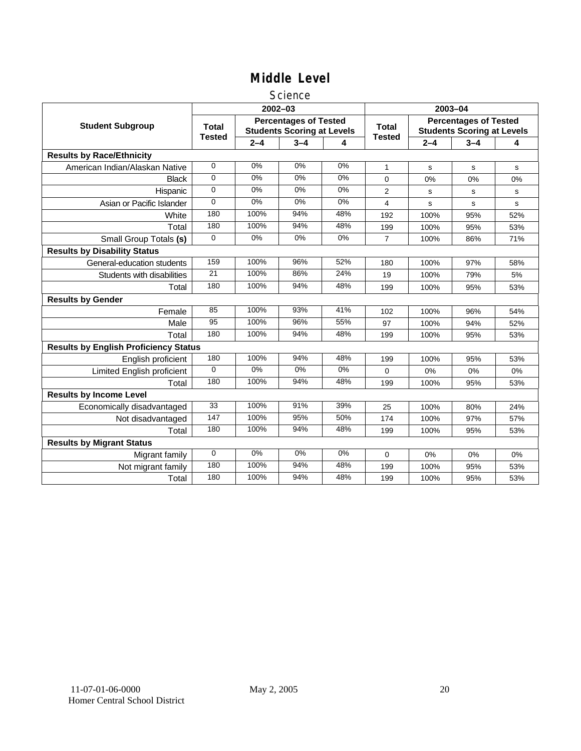# Middle Level

## Science

| Student Subgroup | 2002–03 | | | | 2003–04 | | | |
|---|---|---|---|---|---|---|---|---|
| | Total Tested | Percentages of Tested Students Scoring at Levels | | | Total Tested | Percentages of Tested Students Scoring at Levels | | |
| | | 2–4 | 3–4 | 4 | | 2–4 | 3–4 | 4 |
| **Results by Race/Ethnicity** | | | | | | | | |
| American Indian/Alaskan Native | 0 | 0% | 0% | 0% | 1 | s | s | s |
| Black | 0 | 0% | 0% | 0% | 0 | 0% | 0% | 0% |
| Hispanic | 0 | 0% | 0% | 0% | 2 | s | s | s |
| Asian or Pacific Islander | 0 | 0% | 0% | 0% | 4 | s | s | s |
| White | 180 | 100% | 94% | 48% | 192 | 100% | 95% | 52% |
| Total | 180 | 100% | 94% | 48% | 199 | 100% | 95% | 53% |
| Small Group Totals **(s)** | 0 | 0% | 0% | 0% | 7 | 100% | 86% | 71% |
| **Results by Disability Status** | | | | | | | | |
| General-education students | 159 | 100% | 96% | 52% | 180 | 100% | 97% | 58% |
| Students with disabilities | 21 | 100% | 86% | 24% | 19 | 100% | 79% | 5% |
| Total | 180 | 100% | 94% | 48% | 199 | 100% | 95% | 53% |
| **Results by Gender** | | | | | | | | |
| Female | 85 | 100% | 93% | 41% | 102 | 100% | 96% | 54% |
| Male | 95 | 100% | 96% | 55% | 97 | 100% | 94% | 52% |
| Total | 180 | 100% | 94% | 48% | 199 | 100% | 95% | 53% |
| **Results by English Proficiency Status** | | | | | | | | |
| English proficient | 180 | 100% | 94% | 48% | 199 | 100% | 95% | 53% |
| Limited English proficient | 0 | 0% | 0% | 0% | 0 | 0% | 0% | 0% |
| Total | 180 | 100% | 94% | 48% | 199 | 100% | 95% | 53% |
| **Results by Income Level** | | | | | | | | |
| Economically disadvantaged | 33 | 100% | 91% | 39% | 25 | 100% | 80% | 24% |
| Not disadvantaged | 147 | 100% | 95% | 50% | 174 | 100% | 97% | 57% |
| Total | 180 | 100% | 94% | 48% | 199 | 100% | 95% | 53% |
| **Results by Migrant Status** | | | | | | | | |
| Migrant family | 0 | 0% | 0% | 0% | 0 | 0% | 0% | 0% |
| Not migrant family | 180 | 100% | 94% | 48% | 199 | 100% | 95% | 53% |
| Total | 180 | 100% | 94% | 48% | 199 | 100% | 95% | 53% |

11-07-01-06-0000 May 2, 2005
Homer Central School District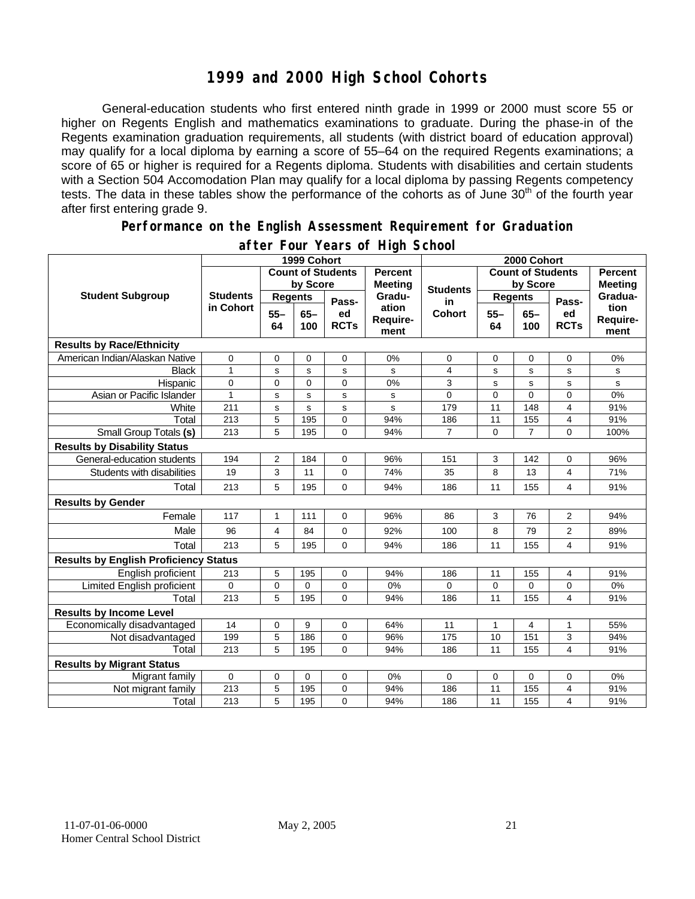# 1999 and 2000 High School Cohorts

General-education students who first entered ninth grade in 1999 or 2000 must score 55 or higher on Regents English and mathematics examinations to graduate. During the phase-in of the Regents examination graduation requirements, all students (with district board of education approval) may qualify for a local diploma by earning a score of 55–64 on the required Regents examinations; a score of 65 or higher is required for a Regents diploma. Students with disabilities and certain students with a Section 504 Accomodation Plan may qualify for a local diploma by passing Regents competency tests. The data in these tables show the performance of the cohorts as of June 30th of the fourth year after first entering grade 9.

## Performance on the English Assessment Requirement for Graduation after Four Years of High School

| Student Subgroup | 1999 Cohort | | | | | 2000 Cohort | | | | |
|---|---|---|---|---|---|---|---|---|---|---|
| | Students in Cohort | Count of Students by Score | | | Percent Meeting Graduation Requirement | Students in Cohort | Count of Students by Score | | | Percent Meeting Graduation Requirement |
| | | Regents 55–64 | Regents 65–100 | Passed RCTs | | | Regents 55–64 | Regents 65–100 | Passed RCTs | |
| **Results by Race/Ethnicity** | | | | | | | | | | |
| American Indian/Alaskan Native | 0 | 0 | 0 | 0 | 0% | 0 | 0 | 0 | 0 | 0% |
| Black | 1 | s | s | s | s | 4 | s | s | s | s |
| Hispanic | 0 | 0 | 0 | 0 | 0% | 3 | s | s | s | s |
| Asian or Pacific Islander | 1 | s | s | s | s | 0 | 0 | 0 | 0 | 0% |
| White | 211 | s | s | s | s | 179 | 11 | 148 | 4 | 91% |
| Total | 213 | 5 | 195 | 0 | 94% | 186 | 11 | 155 | 4 | 91% |
| Small Group Totals **(s)** | 213 | 5 | 195 | 0 | 94% | 7 | 0 | 7 | 0 | 100% |
| **Results by Disability Status** | | | | | | | | | | |
| General-education students | 194 | 2 | 184 | 0 | 96% | 151 | 3 | 142 | 0 | 96% |
| Students with disabilities | 19 | 3 | 11 | 0 | 74% | 35 | 8 | 13 | 4 | 71% |
| Total | 213 | 5 | 195 | 0 | 94% | 186 | 11 | 155 | 4 | 91% |
| **Results by Gender** | | | | | | | | | | |
| Female | 117 | 1 | 111 | 0 | 96% | 86 | 3 | 76 | 2 | 94% |
| Male | 96 | 4 | 84 | 0 | 92% | 100 | 8 | 79 | 2 | 89% |
| Total | 213 | 5 | 195 | 0 | 94% | 186 | 11 | 155 | 4 | 91% |
| **Results by English Proficiency Status** | | | | | | | | | | |
| English proficient | 213 | 5 | 195 | 0 | 94% | 186 | 11 | 155 | 4 | 91% |
| Limited English proficient | 0 | 0 | 0 | 0 | 0% | 0 | 0 | 0 | 0 | 0% |
| Total | 213 | 5 | 195 | 0 | 94% | 186 | 11 | 155 | 4 | 91% |
| **Results by Income Level** | | | | | | | | | | |
| Economically disadvantaged | 14 | 0 | 9 | 0 | 64% | 11 | 1 | 4 | 1 | 55% |
| Not disadvantaged | 199 | 5 | 186 | 0 | 96% | 175 | 10 | 151 | 3 | 94% |
| Total | 213 | 5 | 195 | 0 | 94% | 186 | 11 | 155 | 4 | 91% |
| **Results by Migrant Status** | | | | | | | | | | |
| Migrant family | 0 | 0 | 0 | 0 | 0% | 0 | 0 | 0 | 0 | 0% |
| Not migrant family | 213 | 5 | 195 | 0 | 94% | 186 | 11 | 155 | 4 | 91% |
| Total | 213 | 5 | 195 | 0 | 94% | 186 | 11 | 155 | 4 | 91% |

11-07-01-06-0000 May 2, 2005
Homer Central School District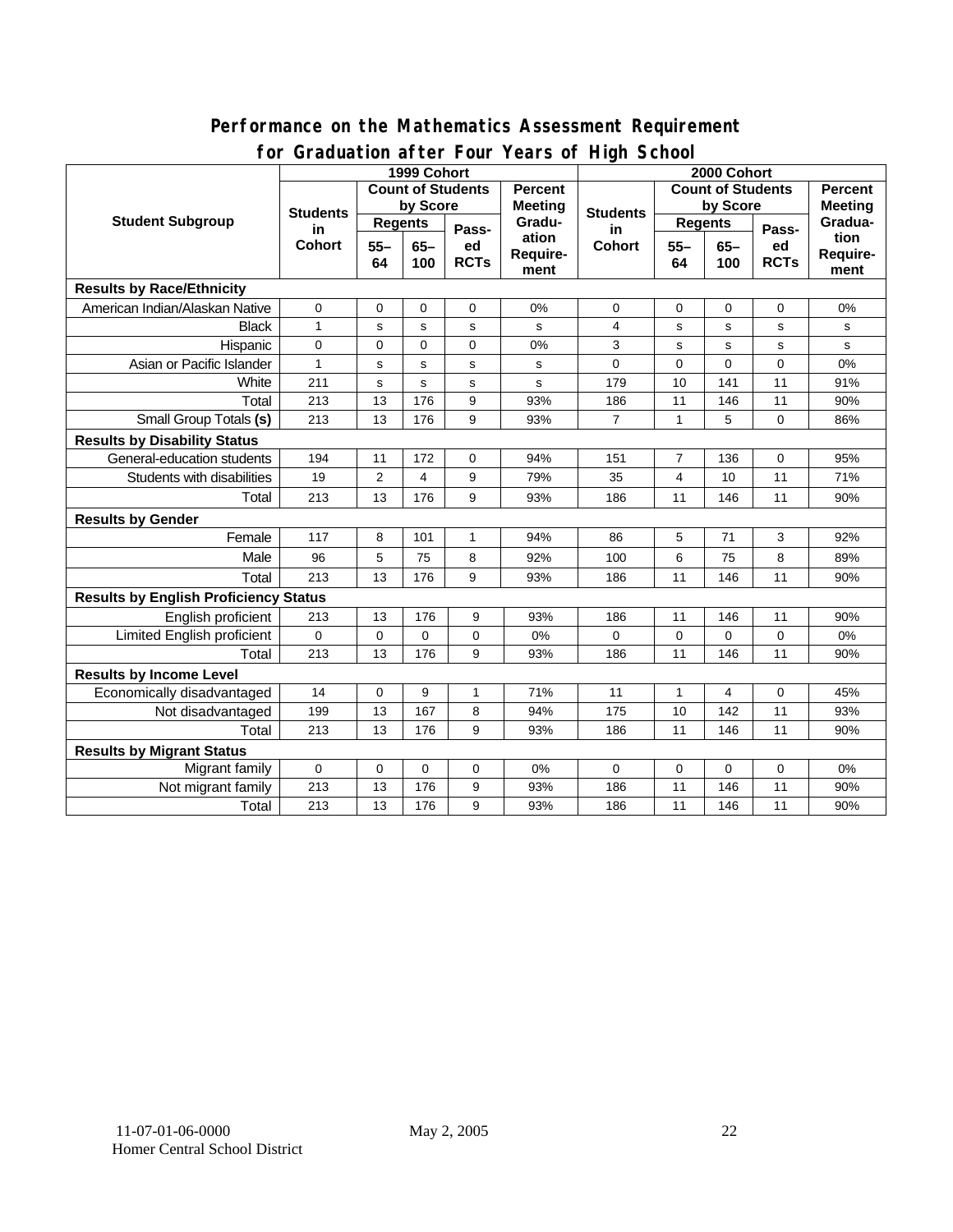## Performance on the Mathematics Assessment Requirement for Graduation after Four Years of High School

| Student Subgroup | 1999 Cohort | | | | | 2000 Cohort | | | | |
|---|---|---|---|---|---|---|---|---|---|---|
| | Students in Cohort | Count of Students by Score | | | Percent Meeting Graduation Requirement | Students in Cohort | Count of Students by Score | | | Percent Meeting Graduation Requirement |
| | | Regents | | Passed RCTs | | | Regents | | Passed RCTs | |
| | | 55–64 | 65–100 | | | | 55–64 | 65–100 | | |
| **Results by Race/Ethnicity** | | | | | | | | | | |
| American Indian/Alaskan Native | 0 | 0 | 0 | 0 | 0% | 0 | 0 | 0 | 0 | 0% |
| Black | 1 | s | s | s | s | 4 | s | s | s | s |
| Hispanic | 0 | 0 | 0 | 0 | 0% | 3 | s | s | s | s |
| Asian or Pacific Islander | 1 | s | s | s | s | 0 | 0 | 0 | 0 | 0% |
| White | 211 | s | s | s | s | 179 | 10 | 141 | 11 | 91% |
| Total | 213 | 13 | 176 | 9 | 93% | 186 | 11 | 146 | 11 | 90% |
| Small Group Totals **(s)** | 213 | 13 | 176 | 9 | 93% | 7 | 1 | 5 | 0 | 86% |
| **Results by Disability Status** | | | | | | | | | | |
| General-education students | 194 | 11 | 172 | 0 | 94% | 151 | 7 | 136 | 0 | 95% |
| Students with disabilities | 19 | 2 | 4 | 9 | 79% | 35 | 4 | 10 | 11 | 71% |
| Total | 213 | 13 | 176 | 9 | 93% | 186 | 11 | 146 | 11 | 90% |
| **Results by Gender** | | | | | | | | | | |
| Female | 117 | 8 | 101 | 1 | 94% | 86 | 5 | 71 | 3 | 92% |
| Male | 96 | 5 | 75 | 8 | 92% | 100 | 6 | 75 | 8 | 89% |
| Total | 213 | 13 | 176 | 9 | 93% | 186 | 11 | 146 | 11 | 90% |
| **Results by English Proficiency Status** | | | | | | | | | | |
| English proficient | 213 | 13 | 176 | 9 | 93% | 186 | 11 | 146 | 11 | 90% |
| Limited English proficient | 0 | 0 | 0 | 0 | 0% | 0 | 0 | 0 | 0 | 0% |
| Total | 213 | 13 | 176 | 9 | 93% | 186 | 11 | 146 | 11 | 90% |
| **Results by Income Level** | | | | | | | | | | |
| Economically disadvantaged | 14 | 0 | 9 | 1 | 71% | 11 | 1 | 4 | 0 | 45% |
| Not disadvantaged | 199 | 13 | 167 | 8 | 94% | 175 | 10 | 142 | 11 | 93% |
| Total | 213 | 13 | 176 | 9 | 93% | 186 | 11 | 146 | 11 | 90% |
| **Results by Migrant Status** | | | | | | | | | | |
| Migrant family | 0 | 0 | 0 | 0 | 0% | 0 | 0 | 0 | 0 | 0% |
| Not migrant family | 213 | 13 | 176 | 9 | 93% | 186 | 11 | 146 | 11 | 90% |
| Total | 213 | 13 | 176 | 9 | 93% | 186 | 11 | 146 | 11 | 90% |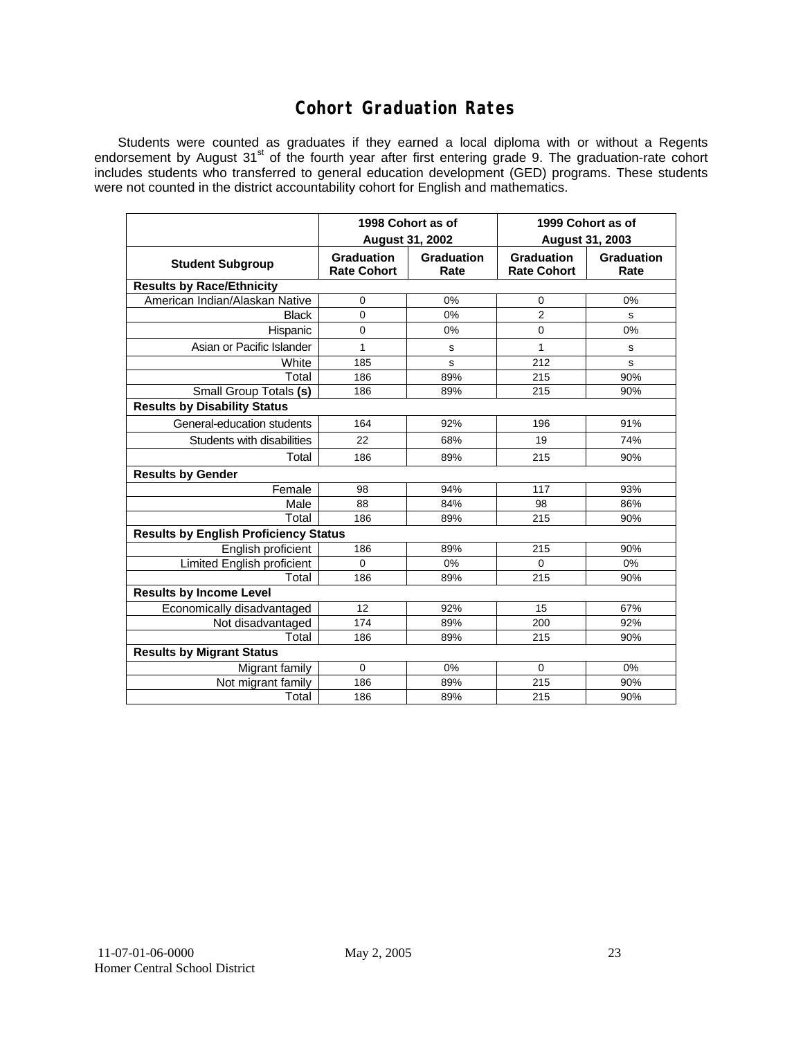# Cohort Graduation Rates

Students were counted as graduates if they earned a local diploma with or without a Regents endorsement by August 31st of the fourth year after first entering grade 9. The graduation-rate cohort includes students who transferred to general education development (GED) programs. These students were not counted in the district accountability cohort for English and mathematics.

| | 1998 Cohort as of August 31, 2002 | | 1999 Cohort as of August 31, 2003 | |
|---|---|---|---|---|
| **Student Subgroup** | **Graduation Rate Cohort** | **Graduation Rate** | **Graduation Rate Cohort** | **Graduation Rate** |
| **Results by Race/Ethnicity** | | | | |
| American Indian/Alaskan Native | 0 | 0% | 0 | 0% |
| Black | 0 | 0% | 2 | s |
| Hispanic | 0 | 0% | 0 | 0% |
| Asian or Pacific Islander | 1 | s | 1 | s |
| White | 185 | s | 212 | s |
| Total | 186 | 89% | 215 | 90% |
| Small Group Totals **(s)** | 186 | 89% | 215 | 90% |
| **Results by Disability Status** | | | | |
| General-education students | 164 | 92% | 196 | 91% |
| Students with disabilities | 22 | 68% | 19 | 74% |
| Total | 186 | 89% | 215 | 90% |
| **Results by Gender** | | | | |
| Female | 98 | 94% | 117 | 93% |
| Male | 88 | 84% | 98 | 86% |
| Total | 186 | 89% | 215 | 90% |
| **Results by English Proficiency Status** | | | | |
| English proficient | 186 | 89% | 215 | 90% |
| Limited English proficient | 0 | 0% | 0 | 0% |
| Total | 186 | 89% | 215 | 90% |
| **Results by Income Level** | | | | |
| Economically disadvantaged | 12 | 92% | 15 | 67% |
| Not disadvantaged | 174 | 89% | 200 | 92% |
| Total | 186 | 89% | 215 | 90% |
| **Results by Migrant Status** | | | | |
| Migrant family | 0 | 0% | 0 | 0% |
| Not migrant family | 186 | 89% | 215 | 90% |
| Total | 186 | 89% | 215 | 90% |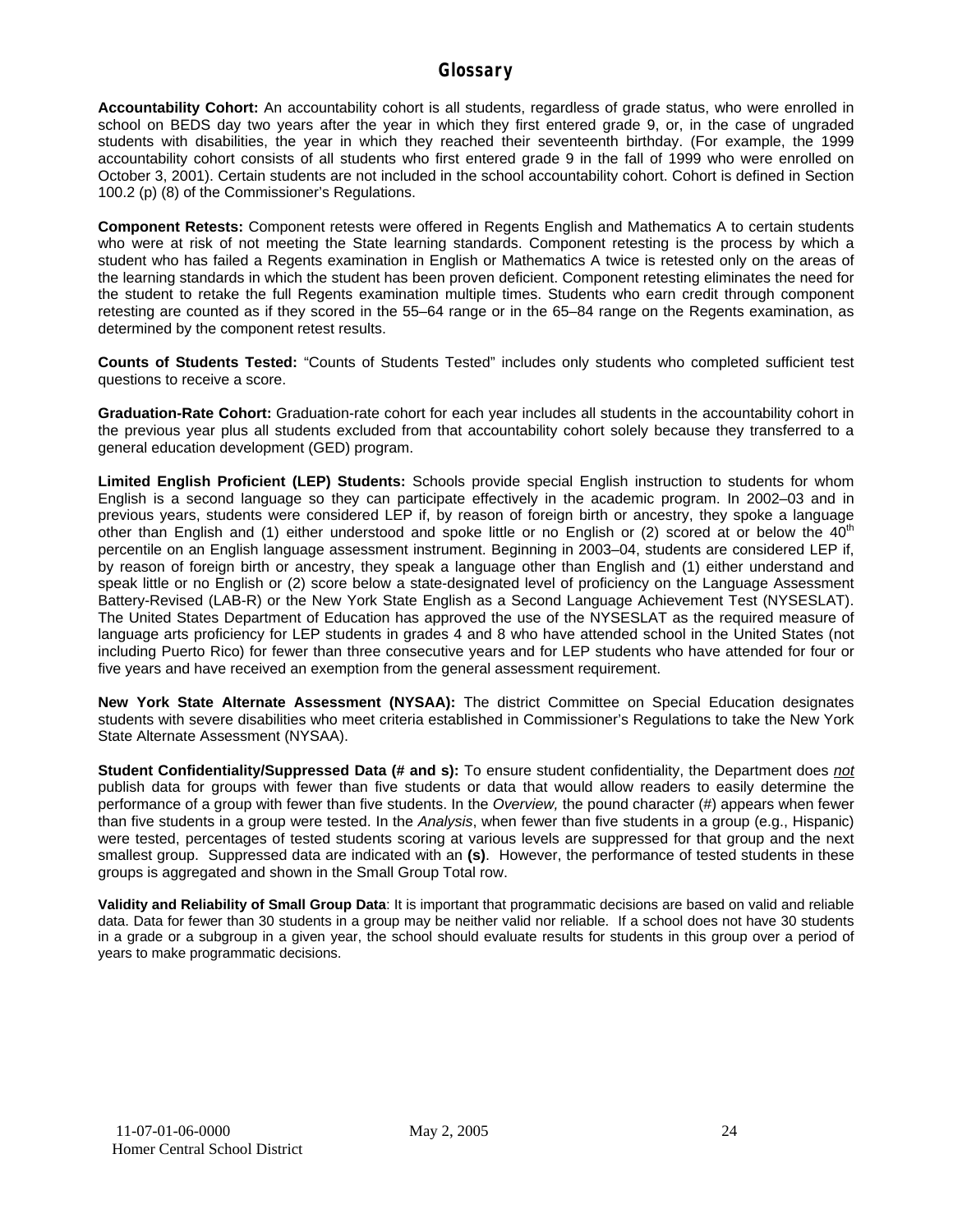# Glossary

**Accountability Cohort:** An accountability cohort is all students, regardless of grade status, who were enrolled in school on BEDS day two years after the year in which they first entered grade 9, or, in the case of ungraded students with disabilities, the year in which they reached their seventeenth birthday. (For example, the 1999 accountability cohort consists of all students who first entered grade 9 in the fall of 1999 who were enrolled on October 3, 2001). Certain students are not included in the school accountability cohort. Cohort is defined in Section 100.2 (p) (8) of the Commissioner's Regulations.

**Component Retests:** Component retests were offered in Regents English and Mathematics A to certain students who were at risk of not meeting the State learning standards. Component retesting is the process by which a student who has failed a Regents examination in English or Mathematics A twice is retested only on the areas of the learning standards in which the student has been proven deficient. Component retesting eliminates the need for the student to retake the full Regents examination multiple times. Students who earn credit through component retesting are counted as if they scored in the 55–64 range or in the 65–84 range on the Regents examination, as determined by the component retest results.

**Counts of Students Tested:** "Counts of Students Tested" includes only students who completed sufficient test questions to receive a score.

**Graduation-Rate Cohort:** Graduation-rate cohort for each year includes all students in the accountability cohort in the previous year plus all students excluded from that accountability cohort solely because they transferred to a general education development (GED) program.

**Limited English Proficient (LEP) Students:** Schools provide special English instruction to students for whom English is a second language so they can participate effectively in the academic program. In 2002–03 and in previous years, students were considered LEP if, by reason of foreign birth or ancestry, they spoke a language other than English and (1) either understood and spoke little or no English or (2) scored at or below the 40th percentile on an English language assessment instrument. Beginning in 2003–04, students are considered LEP if, by reason of foreign birth or ancestry, they speak a language other than English and (1) either understand and speak little or no English or (2) score below a state-designated level of proficiency on the Language Assessment Battery-Revised (LAB-R) or the New York State English as a Second Language Achievement Test (NYSESLAT). The United States Department of Education has approved the use of the NYSESLAT as the required measure of language arts proficiency for LEP students in grades 4 and 8 who have attended school in the United States (not including Puerto Rico) for fewer than three consecutive years and for LEP students who have attended for four or five years and have received an exemption from the general assessment requirement.

**New York State Alternate Assessment (NYSAA):** The district Committee on Special Education designates students with severe disabilities who meet criteria established in Commissioner's Regulations to take the New York State Alternate Assessment (NYSAA).

**Student Confidentiality/Suppressed Data (# and s):** To ensure student confidentiality, the Department does *not* publish data for groups with fewer than five students or data that would allow readers to easily determine the performance of a group with fewer than five students. In the *Overview,* the pound character (#) appears when fewer than five students in a group were tested. In the *Analysis*, when fewer than five students in a group (e.g., Hispanic) were tested, percentages of tested students scoring at various levels are suppressed for that group and the next smallest group. Suppressed data are indicated with an **(s)**. However, the performance of tested students in these groups is aggregated and shown in the Small Group Total row.

**Validity and Reliability of Small Group Data**: It is important that programmatic decisions are based on valid and reliable data. Data for fewer than 30 students in a group may be neither valid nor reliable. If a school does not have 30 students in a grade or a subgroup in a given year, the school should evaluate results for students in this group over a period of years to make programmatic decisions.